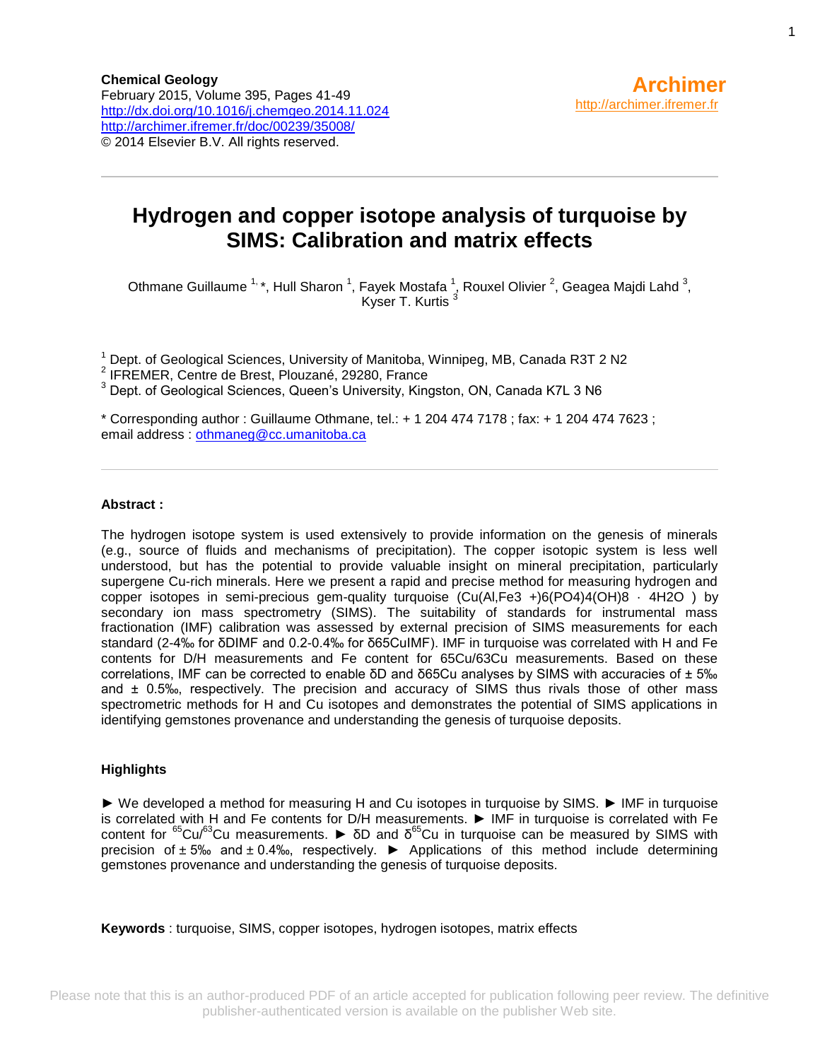**Chemical Geology**
February 2015, Volume 395, Pages 41-49
http://dx.doi.org/10.1016/j.chemgeo.2014.11.024
http://archimer.ifremer.fr/doc/00239/35008/
© 2014 Elsevier B.V. All rights reserved.

**Archimer**
http://archimer.ifremer.fr

# Hydrogen and copper isotope analysis of turquoise by SIMS: Calibration and matrix effects

Othmane Guillaume [1, *], Hull Sharon [1], Fayek Mostafa [1], Rouxel Olivier [2], Geagea Majdi Lahd [3], Kyser T. Kurtis [3]

[1] Dept. of Geological Sciences, University of Manitoba, Winnipeg, MB, Canada R3T 2 N2
[2] IFREMER, Centre de Brest, Plouzané, 29280, France
[3] Dept. of Geological Sciences, Queen's University, Kingston, ON, Canada K7L 3 N6

\* Corresponding author : Guillaume Othmane, tel.: + 1 204 474 7178 ; fax: + 1 204 474 7623 ; email address : othmaneg@cc.umanitoba.ca

**Abstract :**

The hydrogen isotope system is used extensively to provide information on the genesis of minerals (e.g., source of fluids and mechanisms of precipitation). The copper isotopic system is less well understood, but has the potential to provide valuable insight on mineral precipitation, particularly supergene Cu-rich minerals. Here we present a rapid and precise method for measuring hydrogen and copper isotopes in semi-precious gem-quality turquoise (Cu(Al,Fe3 +)6(PO4)4(OH)8 · 4H2O ) by secondary ion mass spectrometry (SIMS). The suitability of standards for instrumental mass fractionation (IMF) calibration was assessed by external precision of SIMS measurements for each standard (2-4‰ for δDIMF and 0.2-0.4‰ for δ65CuIMF). IMF in turquoise was correlated with H and Fe contents for D/H measurements and Fe content for 65Cu/63Cu measurements. Based on these correlations, IMF can be corrected to enable δD and δ65Cu analyses by SIMS with accuracies of ± 5‰ and ± 0.5‰, respectively. The precision and accuracy of SIMS thus rivals those of other mass spectrometric methods for H and Cu isotopes and demonstrates the potential of SIMS applications in identifying gemstones provenance and understanding the genesis of turquoise deposits.

**Highlights**

► We developed a method for measuring H and Cu isotopes in turquoise by SIMS. ► IMF in turquoise is correlated with H and Fe contents for D/H measurements. ► IMF in turquoise is correlated with Fe content for $^{65}Cu/^{63}Cu$ measurements. ► δD and $\delta^{65}Cu$ in turquoise can be measured by SIMS with precision of ± 5‰ and ± 0.4‰, respectively. ► Applications of this method include determining gemstones provenance and understanding the genesis of turquoise deposits.

**Keywords** : turquoise, SIMS, copper isotopes, hydrogen isotopes, matrix effects

Please note that this is an author-produced PDF of an article accepted for publication following peer review. The definitive publisher-authenticated version is available on the publisher Web site.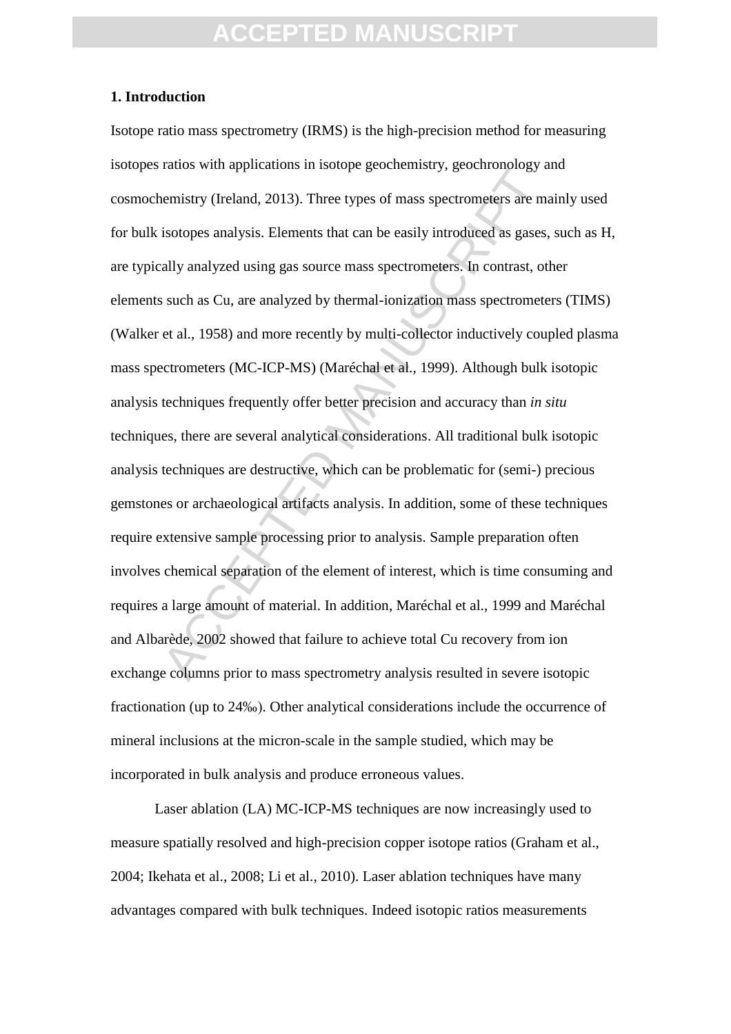## 1. Introduction

Isotope ratio mass spectrometry (IRMS) is the high-precision method for measuring isotopes ratios with applications in isotope geochemistry, geochronology and cosmochemistry (Ireland, 2013). Three types of mass spectrometers are mainly used for bulk isotopes analysis. Elements that can be easily introduced as gases, such as H, are typically analyzed using gas source mass spectrometers. In contrast, other elements such as Cu, are analyzed by thermal-ionization mass spectrometers (TIMS) (Walker et al., 1958) and more recently by multi-collector inductively coupled plasma mass spectrometers (MC-ICP-MS) (Maréchal et al., 1999). Although bulk isotopic analysis techniques frequently offer better precision and accuracy than *in situ* techniques, there are several analytical considerations. All traditional bulk isotopic analysis techniques are destructive, which can be problematic for (semi-) precious gemstones or archaeological artifacts analysis. In addition, some of these techniques require extensive sample processing prior to analysis. Sample preparation often involves chemical separation of the element of interest, which is time consuming and requires a large amount of material. In addition, Maréchal et al., 1999 and Maréchal and Albarède, 2002 showed that failure to achieve total Cu recovery from ion exchange columns prior to mass spectrometry analysis resulted in severe isotopic fractionation (up to 24‰). Other analytical considerations include the occurrence of mineral inclusions at the micron-scale in the sample studied, which may be incorporated in bulk analysis and produce erroneous values.

Laser ablation (LA) MC-ICP-MS techniques are now increasingly used to measure spatially resolved and high-precision copper isotope ratios (Graham et al., 2004; Ikehata et al., 2008; Li et al., 2010). Laser ablation techniques have many advantages compared with bulk techniques. Indeed isotopic ratios measurements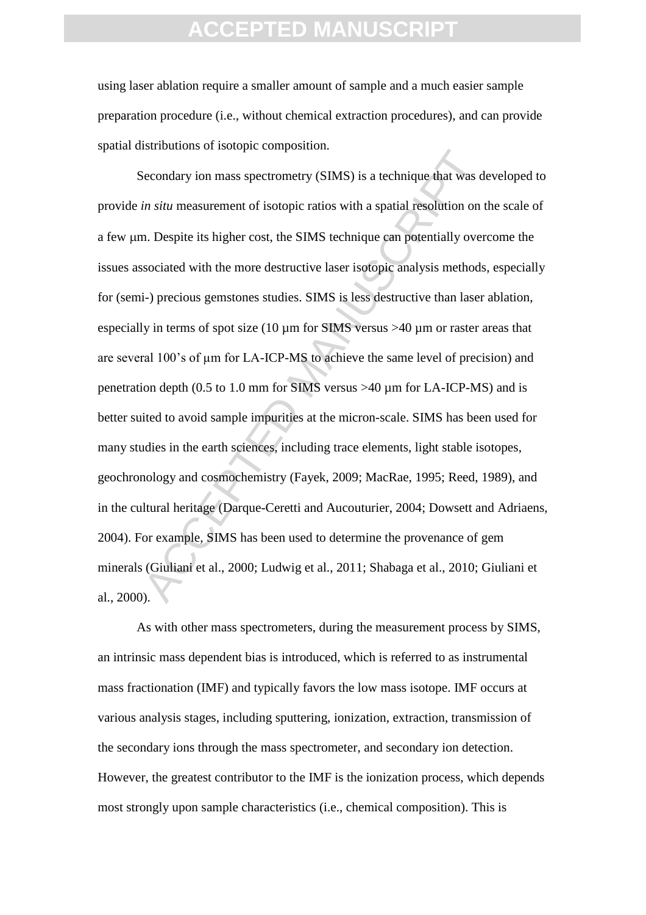using laser ablation require a smaller amount of sample and a much easier sample preparation procedure (i.e., without chemical extraction procedures), and can provide spatial distributions of isotopic composition.

Secondary ion mass spectrometry (SIMS) is a technique that was developed to provide *in situ* measurement of isotopic ratios with a spatial resolution on the scale of a few μm. Despite its higher cost, the SIMS technique can potentially overcome the issues associated with the more destructive laser isotopic analysis methods, especially for (semi-) precious gemstones studies. SIMS is less destructive than laser ablation, especially in terms of spot size (10 µm for SIMS versus >40 µm or raster areas that are several 100's of μm for LA-ICP-MS to achieve the same level of precision) and penetration depth (0.5 to 1.0 mm for SIMS versus >40 µm for LA-ICP-MS) and is better suited to avoid sample impurities at the micron-scale. SIMS has been used for many studies in the earth sciences, including trace elements, light stable isotopes, geochronology and cosmochemistry (Fayek, 2009; MacRae, 1995; Reed, 1989), and in the cultural heritage (Darque-Ceretti and Aucouturier, 2004; Dowsett and Adriaens, 2004). For example, SIMS has been used to determine the provenance of gem minerals (Giuliani et al., 2000; Ludwig et al., 2011; Shabaga et al., 2010; Giuliani et al., 2000).

As with other mass spectrometers, during the measurement process by SIMS, an intrinsic mass dependent bias is introduced, which is referred to as instrumental mass fractionation (IMF) and typically favors the low mass isotope. IMF occurs at various analysis stages, including sputtering, ionization, extraction, transmission of the secondary ions through the mass spectrometer, and secondary ion detection. However, the greatest contributor to the IMF is the ionization process, which depends most strongly upon sample characteristics (i.e., chemical composition). This is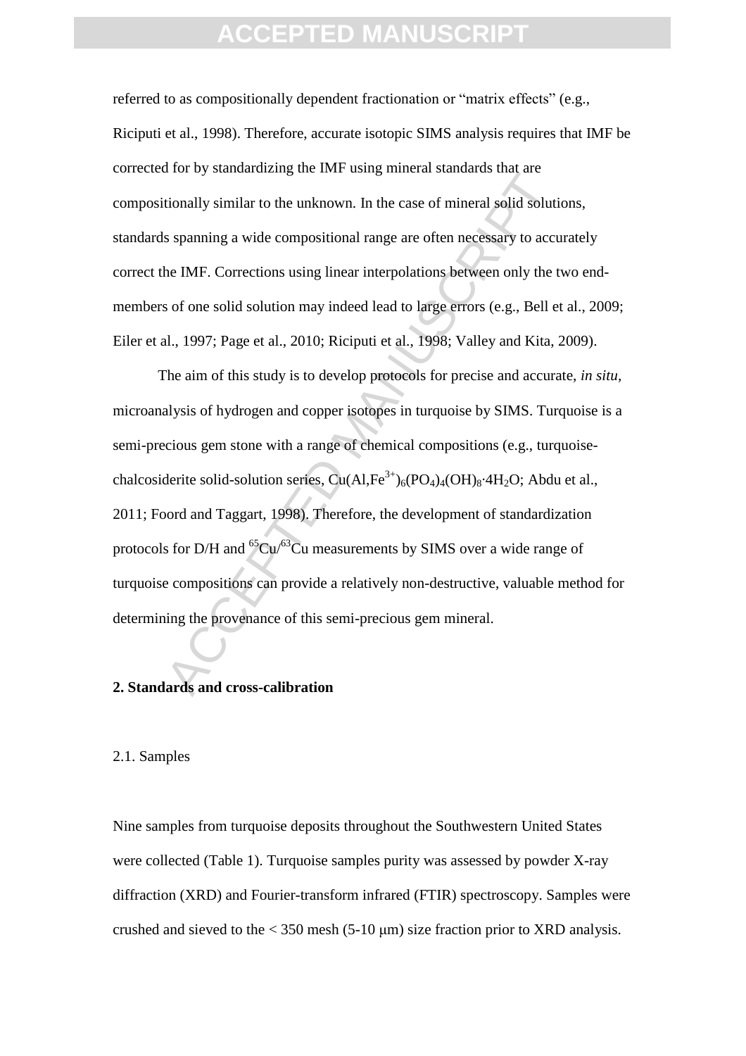referred to as compositionally dependent fractionation or "matrix effects" (e.g., Riciputi et al., 1998). Therefore, accurate isotopic SIMS analysis requires that IMF be corrected for by standardizing the IMF using mineral standards that are compositionally similar to the unknown. In the case of mineral solid solutions, standards spanning a wide compositional range are often necessary to accurately correct the IMF. Corrections using linear interpolations between only the two end-members of one solid solution may indeed lead to large errors (e.g., Bell et al., 2009; Eiler et al., 1997; Page et al., 2010; Riciputi et al., 1998; Valley and Kita, 2009).

The aim of this study is to develop protocols for precise and accurate, *in situ,* microanalysis of hydrogen and copper isotopes in turquoise by SIMS. Turquoise is a semi-precious gem stone with a range of chemical compositions (e.g., turquoise-chalcosiderite solid-solution series, $Cu(Al,Fe^{3+})_6(PO_4)_4(OH)_8{\cdot}4H_2O$; Abdu et al., 2011; Foord and Taggart, 1998). Therefore, the development of standardization protocols for D/H and $^{65}Cu/^{63}Cu$ measurements by SIMS over a wide range of turquoise compositions can provide a relatively non-destructive, valuable method for determining the provenance of this semi-precious gem mineral.

## 2. Standards and cross-calibration

### 2.1. Samples

Nine samples from turquoise deposits throughout the Southwestern United States were collected (Table 1). Turquoise samples purity was assessed by powder X-ray diffraction (XRD) and Fourier-transform infrared (FTIR) spectroscopy. Samples were crushed and sieved to the < 350 mesh (5-10 μm) size fraction prior to XRD analysis.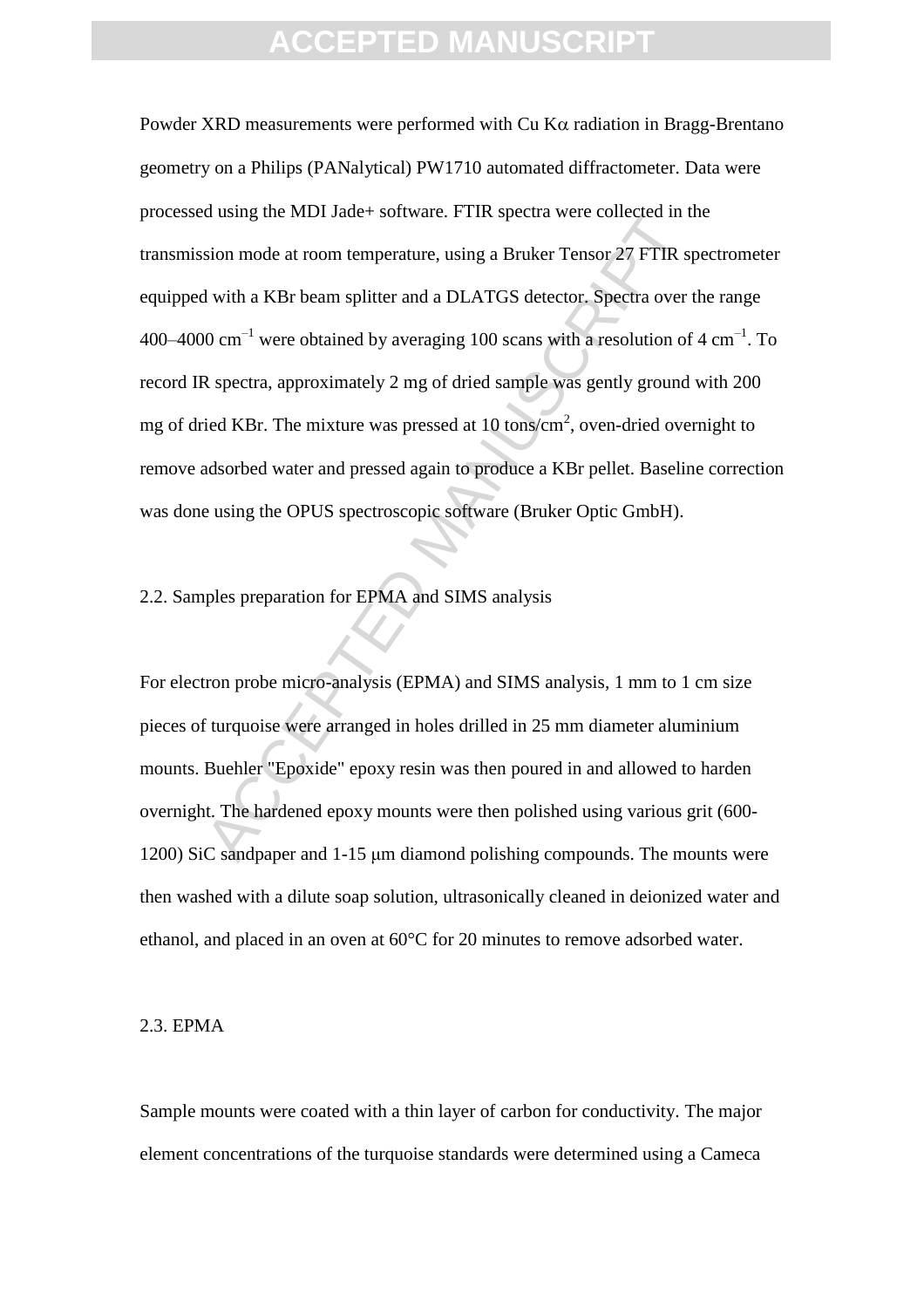Powder XRD measurements were performed with Cu K$\alpha$ radiation in Bragg-Brentano geometry on a Philips (PANalytical) PW1710 automated diffractometer. Data were processed using the MDI Jade+ software. FTIR spectra were collected in the transmission mode at room temperature, using a Bruker Tensor 27 FTIR spectrometer equipped with a KBr beam splitter and a DLATGS detector. Spectra over the range 400–4000 $cm^{-1}$ were obtained by averaging 100 scans with a resolution of 4 $cm^{-1}$. To record IR spectra, approximately 2 mg of dried sample was gently ground with 200 mg of dried KBr. The mixture was pressed at 10 tons/$cm^2$, oven-dried overnight to remove adsorbed water and pressed again to produce a KBr pellet. Baseline correction was done using the OPUS spectroscopic software (Bruker Optic GmbH).

## 2.2. Samples preparation for EPMA and SIMS analysis

For electron probe micro-analysis (EPMA) and SIMS analysis, 1 mm to 1 cm size pieces of turquoise were arranged in holes drilled in 25 mm diameter aluminium mounts. Buehler "Epoxide" epoxy resin was then poured in and allowed to harden overnight. The hardened epoxy mounts were then polished using various grit (600-1200) SiC sandpaper and 1-15 μm diamond polishing compounds. The mounts were then washed with a dilute soap solution, ultrasonically cleaned in deionized water and ethanol, and placed in an oven at 60°C for 20 minutes to remove adsorbed water.

## 2.3. EPMA

Sample mounts were coated with a thin layer of carbon for conductivity. The major element concentrations of the turquoise standards were determined using a Cameca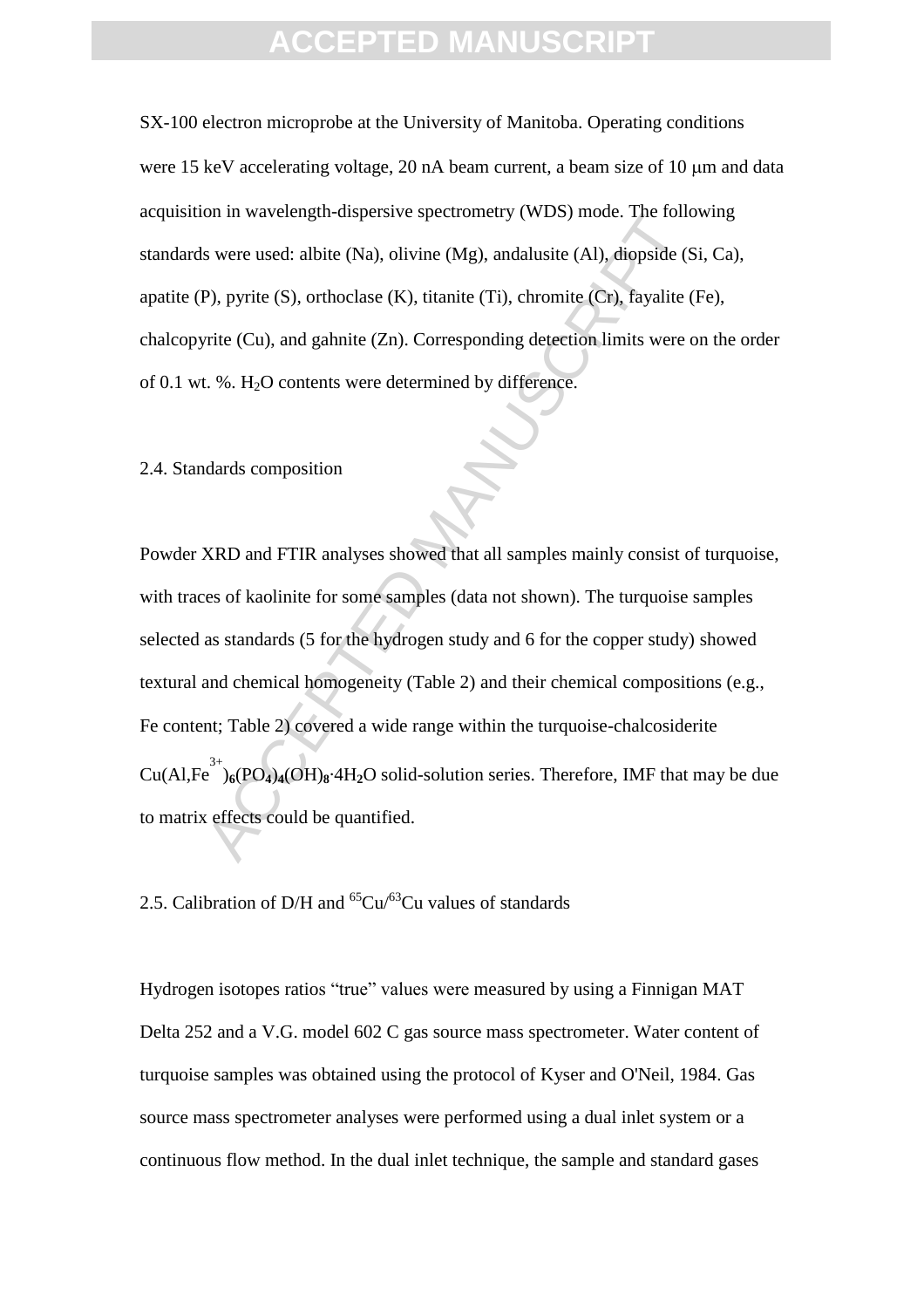SX-100 electron microprobe at the University of Manitoba. Operating conditions were 15 keV accelerating voltage, 20 nA beam current, a beam size of 10 μm and data acquisition in wavelength-dispersive spectrometry (WDS) mode. The following standards were used: albite (Na), olivine (Mg), andalusite (Al), diopside (Si, Ca), apatite (P), pyrite (S), orthoclase (K), titanite (Ti), chromite (Cr), fayalite (Fe), chalcopyrite (Cu), and gahnite (Zn). Corresponding detection limits were on the order of 0.1 wt. %. $H_2O$ contents were determined by difference.

## 2.4. Standards composition

Powder XRD and FTIR analyses showed that all samples mainly consist of turquoise, with traces of kaolinite for some samples (data not shown). The turquoise samples selected as standards (5 for the hydrogen study and 6 for the copper study) showed textural and chemical homogeneity (Table 2) and their chemical compositions (e.g., Fe content; Table 2) covered a wide range within the turquoise-chalcosiderite $Cu(Al,Fe^{3+})_6(PO_4)_4(OH)_8{\cdot}4H_2O$ solid-solution series. Therefore, IMF that may be due to matrix effects could be quantified.

## 2.5. Calibration of D/H and $^{65}Cu/^{63}Cu$ values of standards

Hydrogen isotopes ratios "true" values were measured by using a Finnigan MAT Delta 252 and a V.G. model 602 C gas source mass spectrometer. Water content of turquoise samples was obtained using the protocol of Kyser and O'Neil, 1984. Gas source mass spectrometer analyses were performed using a dual inlet system or a continuous flow method. In the dual inlet technique, the sample and standard gases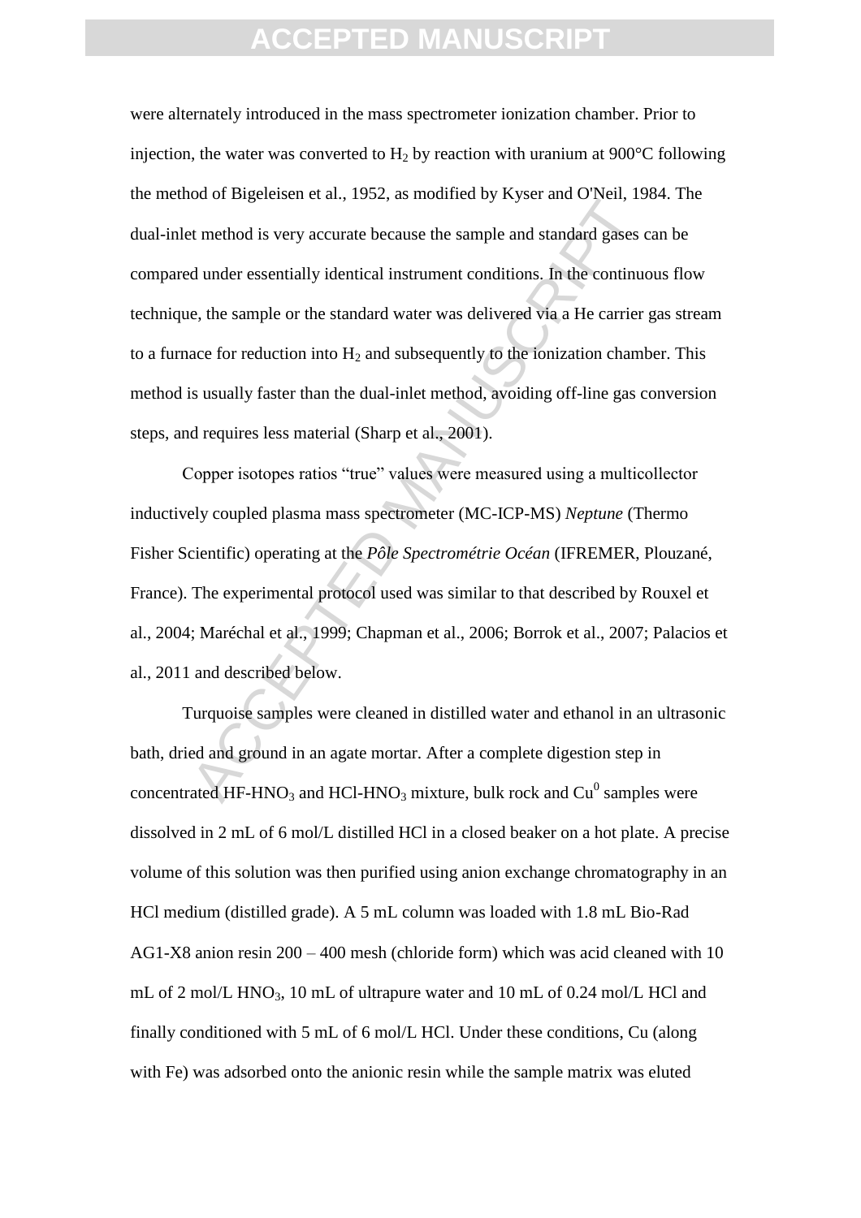were alternately introduced in the mass spectrometer ionization chamber. Prior to injection, the water was converted to $H_2$ by reaction with uranium at 900°C following the method of Bigeleisen et al., 1952, as modified by Kyser and O'Neil, 1984. The dual-inlet method is very accurate because the sample and standard gases can be compared under essentially identical instrument conditions. In the continuous flow technique, the sample or the standard water was delivered via a He carrier gas stream to a furnace for reduction into $H_2$ and subsequently to the ionization chamber. This method is usually faster than the dual-inlet method, avoiding off-line gas conversion steps, and requires less material (Sharp et al., 2001).

Copper isotopes ratios "true" values were measured using a multicollector inductively coupled plasma mass spectrometer (MC-ICP-MS) *Neptune* (Thermo Fisher Scientific) operating at the *Pôle Spectrométrie Océan* (IFREMER, Plouzané, France). The experimental protocol used was similar to that described by Rouxel et al., 2004; Maréchal et al., 1999; Chapman et al., 2006; Borrok et al., 2007; Palacios et al., 2011 and described below.

Turquoise samples were cleaned in distilled water and ethanol in an ultrasonic bath, dried and ground in an agate mortar. After a complete digestion step in concentrated HF-$HNO_3$ and HCl-$HNO_3$ mixture, bulk rock and $Cu^0$ samples were dissolved in 2 mL of 6 mol/L distilled HCl in a closed beaker on a hot plate. A precise volume of this solution was then purified using anion exchange chromatography in an HCl medium (distilled grade). A 5 mL column was loaded with 1.8 mL Bio-Rad AG1-X8 anion resin 200 – 400 mesh (chloride form) which was acid cleaned with 10 mL of 2 mol/L $HNO_3$, 10 mL of ultrapure water and 10 mL of 0.24 mol/L HCl and finally conditioned with 5 mL of 6 mol/L HCl. Under these conditions, Cu (along with Fe) was adsorbed onto the anionic resin while the sample matrix was eluted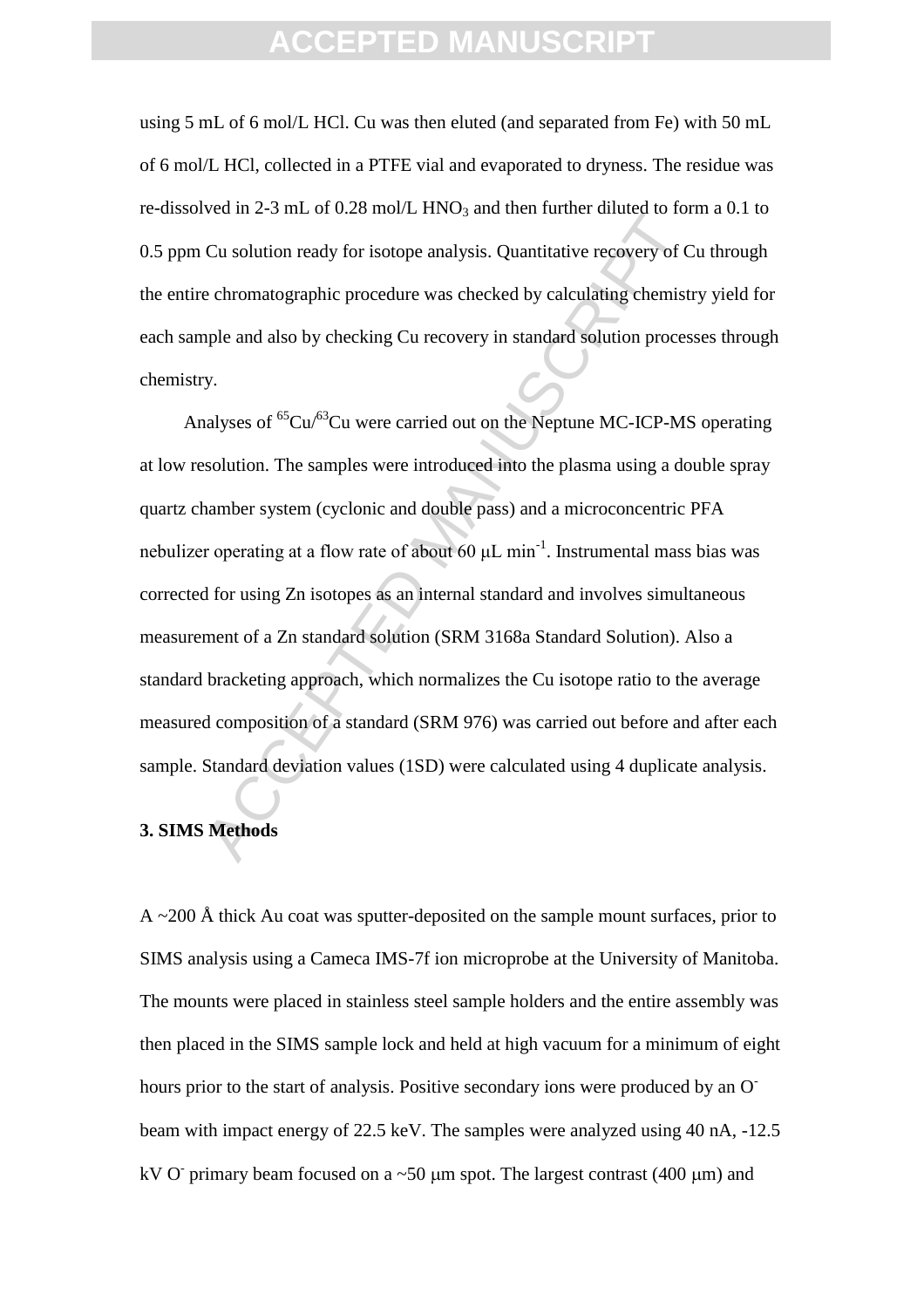using 5 mL of 6 mol/L HCl. Cu was then eluted (and separated from Fe) with 50 mL of 6 mol/L HCl, collected in a PTFE vial and evaporated to dryness. The residue was re-dissolved in 2-3 mL of 0.28 mol/L $HNO_3$ and then further diluted to form a 0.1 to 0.5 ppm Cu solution ready for isotope analysis. Quantitative recovery of Cu through the entire chromatographic procedure was checked by calculating chemistry yield for each sample and also by checking Cu recovery in standard solution processes through chemistry.

Analyses of $^{65}Cu/^{63}Cu$ were carried out on the Neptune MC-ICP-MS operating at low resolution. The samples were introduced into the plasma using a double spray quartz chamber system (cyclonic and double pass) and a microconcentric PFA nebulizer operating at a flow rate of about 60 μL min$^{-1}$. Instrumental mass bias was corrected for using Zn isotopes as an internal standard and involves simultaneous measurement of a Zn standard solution (SRM 3168a Standard Solution). Also a standard bracketing approach, which normalizes the Cu isotope ratio to the average measured composition of a standard (SRM 976) was carried out before and after each sample. Standard deviation values (1SD) were calculated using 4 duplicate analysis.

## 3. SIMS Methods

A ~200 Å thick Au coat was sputter-deposited on the sample mount surfaces, prior to SIMS analysis using a Cameca IMS-7f ion microprobe at the University of Manitoba. The mounts were placed in stainless steel sample holders and the entire assembly was then placed in the SIMS sample lock and held at high vacuum for a minimum of eight hours prior to the start of analysis. Positive secondary ions were produced by an $O^-$ beam with impact energy of 22.5 keV. The samples were analyzed using 40 nA, -12.5 kV $O^-$ primary beam focused on a ~50 μm spot. The largest contrast (400 μm) and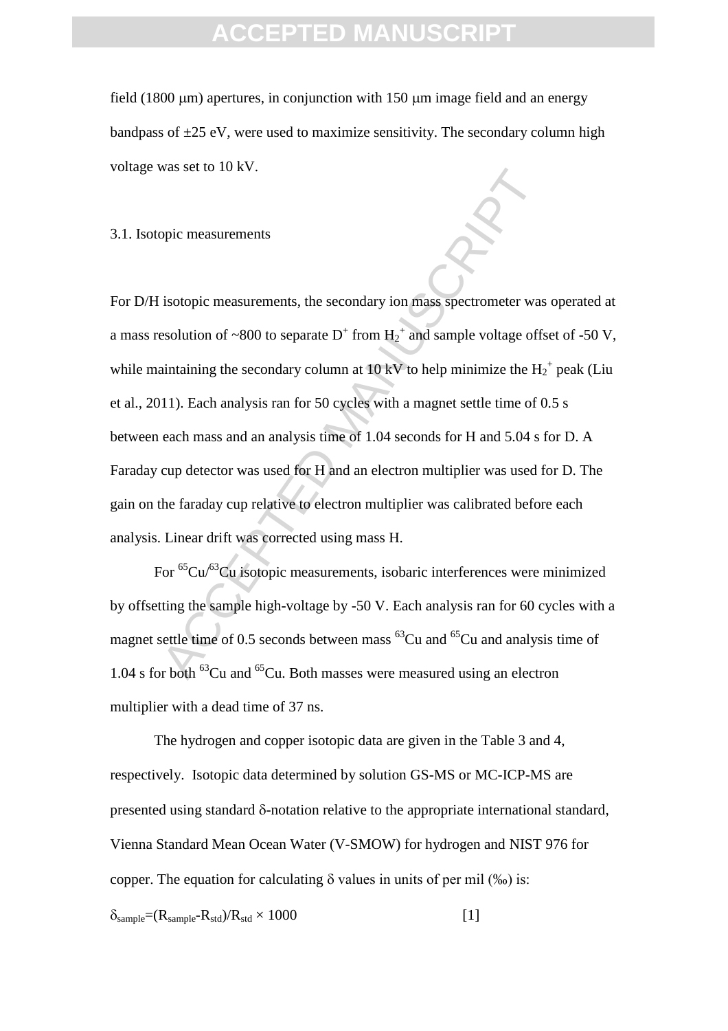field (1800 μm) apertures, in conjunction with 150 μm image field and an energy bandpass of ±25 eV, were used to maximize sensitivity. The secondary column high voltage was set to 10 kV.

### 3.1. Isotopic measurements

For D/H isotopic measurements, the secondary ion mass spectrometer was operated at a mass resolution of ~800 to separate $D^+$ from $H_2^+$ and sample voltage offset of -50 V, while maintaining the secondary column at 10 kV to help minimize the $H_2^+$ peak (Liu et al., 2011). Each analysis ran for 50 cycles with a magnet settle time of 0.5 s between each mass and an analysis time of 1.04 seconds for H and 5.04 s for D. A Faraday cup detector was used for H and an electron multiplier was used for D. The gain on the faraday cup relative to electron multiplier was calibrated before each analysis. Linear drift was corrected using mass H.

For $^{65}Cu/^{63}Cu$ isotopic measurements, isobaric interferences were minimized by offsetting the sample high-voltage by -50 V. Each analysis ran for 60 cycles with a magnet settle time of 0.5 seconds between mass $^{63}Cu$ and $^{65}Cu$ and analysis time of 1.04 s for both $^{63}Cu$ and $^{65}Cu$. Both masses were measured using an electron multiplier with a dead time of 37 ns.

The hydrogen and copper isotopic data are given in the Table 3 and 4, respectively. Isotopic data determined by solution GS-MS or MC-ICP-MS are presented using standard δ-notation relative to the appropriate international standard, Vienna Standard Mean Ocean Water (V-SMOW) for hydrogen and NIST 976 for copper. The equation for calculating δ values in units of per mil (‰) is:

$$\delta_{sample}=(R_{sample}-R_{std})/R_{std} \times 1000 \qquad [1]$$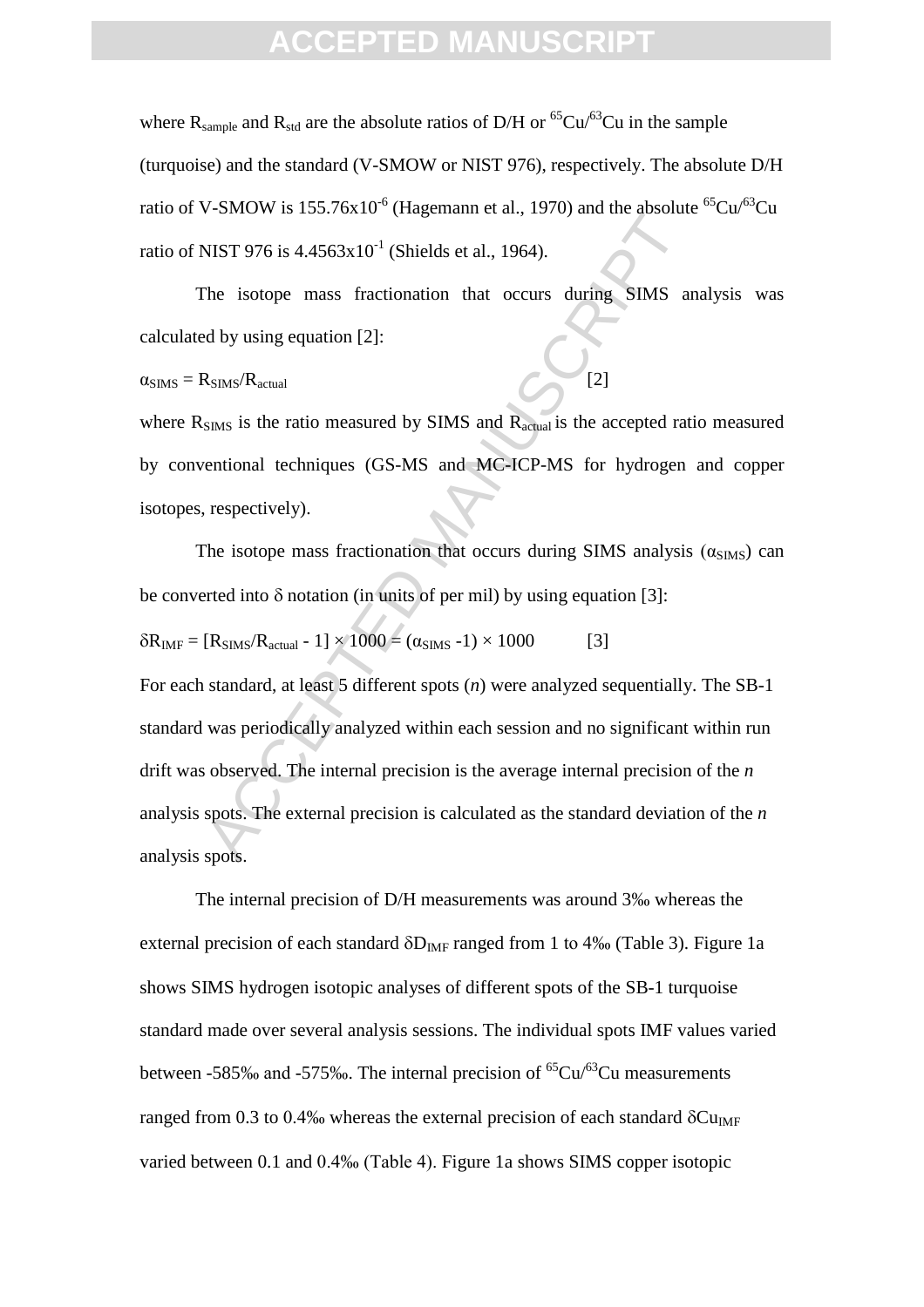where $R_{sample}$ and $R_{std}$ are the absolute ratios of D/H or $^{65}Cu/^{63}Cu$ in the sample (turquoise) and the standard (V-SMOW or NIST 976), respectively. The absolute D/H ratio of V-SMOW is $155.76 \times 10^{-6}$ (Hagemann et al., 1970) and the absolute $^{65}Cu/^{63}Cu$ ratio of NIST 976 is $4.4563 \times 10^{-1}$ (Shields et al., 1964).

The isotope mass fractionation that occurs during SIMS analysis was calculated by using equation [2]:

$$\alpha_{SIMS} = R_{SIMS}/R_{actual} \qquad [2]$$

where $R_{SIMS}$ is the ratio measured by SIMS and $R_{actual}$ is the accepted ratio measured by conventional techniques (GS-MS and MC-ICP-MS for hydrogen and copper isotopes, respectively).

The isotope mass fractionation that occurs during SIMS analysis ($\alpha_{SIMS}$) can be converted into $\delta$ notation (in units of per mil) by using equation [3]:

$$\delta R_{IMF} = [R_{SIMS}/R_{actual} - 1] \times 1000 = (\alpha_{SIMS} - 1) \times 1000 \qquad [3]$$

For each standard, at least 5 different spots (*n*) were analyzed sequentially. The SB-1 standard was periodically analyzed within each session and no significant within run drift was observed. The internal precision is the average internal precision of the *n* analysis spots. The external precision is calculated as the standard deviation of the *n* analysis spots.

The internal precision of D/H measurements was around 3‰ whereas the external precision of each standard $\delta D_{IMF}$ ranged from 1 to 4‰ (Table 3). Figure 1a shows SIMS hydrogen isotopic analyses of different spots of the SB-1 turquoise standard made over several analysis sessions. The individual spots IMF values varied between -585‰ and -575‰. The internal precision of $^{65}Cu/^{63}Cu$ measurements ranged from 0.3 to 0.4‰ whereas the external precision of each standard $\delta Cu_{IMF}$ varied between 0.1 and 0.4‰ (Table 4). Figure 1a shows SIMS copper isotopic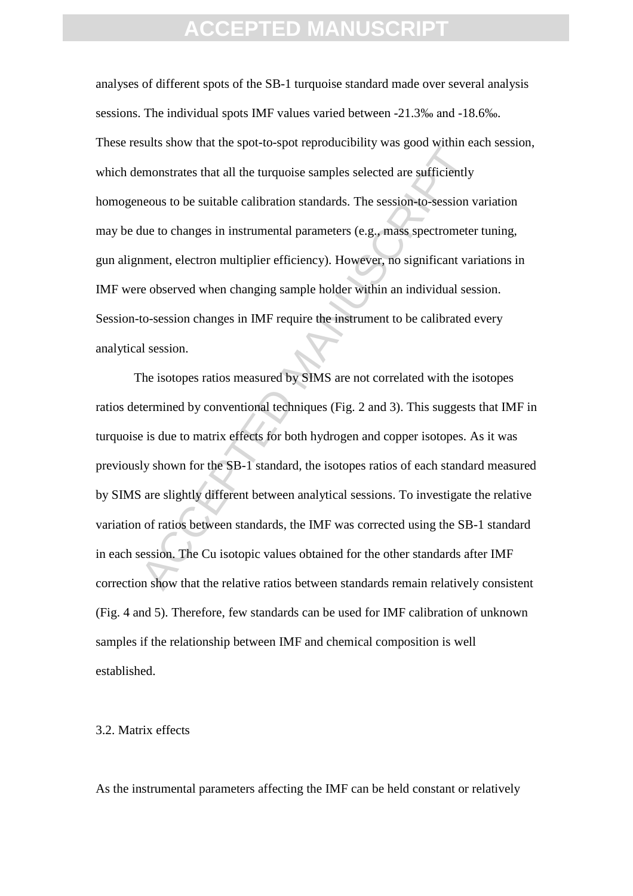analyses of different spots of the SB-1 turquoise standard made over several analysis sessions. The individual spots IMF values varied between -21.3‰ and -18.6‰. These results show that the spot-to-spot reproducibility was good within each session, which demonstrates that all the turquoise samples selected are sufficiently homogeneous to be suitable calibration standards. The session-to-session variation may be due to changes in instrumental parameters (e.g., mass spectrometer tuning, gun alignment, electron multiplier efficiency). However, no significant variations in IMF were observed when changing sample holder within an individual session. Session-to-session changes in IMF require the instrument to be calibrated every analytical session.

The isotopes ratios measured by SIMS are not correlated with the isotopes ratios determined by conventional techniques (Fig. 2 and 3). This suggests that IMF in turquoise is due to matrix effects for both hydrogen and copper isotopes. As it was previously shown for the SB-1 standard, the isotopes ratios of each standard measured by SIMS are slightly different between analytical sessions. To investigate the relative variation of ratios between standards, the IMF was corrected using the SB-1 standard in each session. The Cu isotopic values obtained for the other standards after IMF correction show that the relative ratios between standards remain relatively consistent (Fig. 4 and 5). Therefore, few standards can be used for IMF calibration of unknown samples if the relationship between IMF and chemical composition is well established.

### 3.2. Matrix effects

As the instrumental parameters affecting the IMF can be held constant or relatively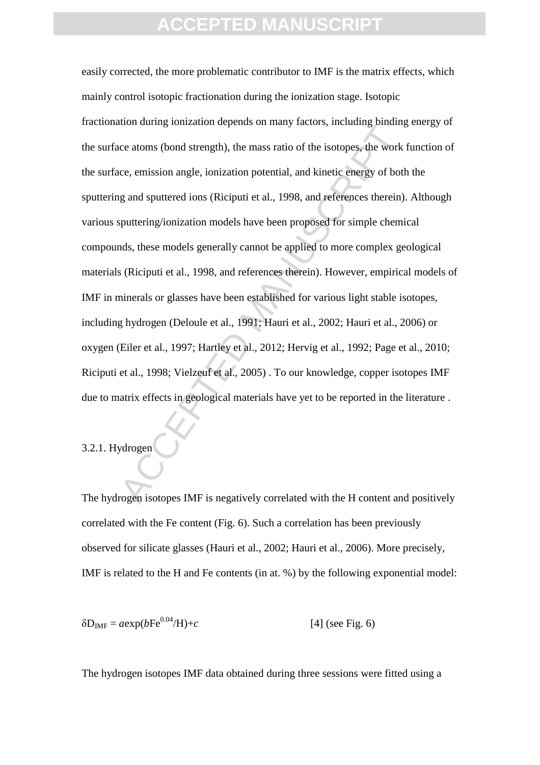easily corrected, the more problematic contributor to IMF is the matrix effects, which mainly control isotopic fractionation during the ionization stage. Isotopic fractionation during ionization depends on many factors, including binding energy of the surface atoms (bond strength), the mass ratio of the isotopes, the work function of the surface, emission angle, ionization potential, and kinetic energy of both the sputtering and sputtered ions (Riciputi et al., 1998, and references therein). Although various sputtering/ionization models have been proposed for simple chemical compounds, these models generally cannot be applied to more complex geological materials (Riciputi et al., 1998, and references therein). However, empirical models of IMF in minerals or glasses have been established for various light stable isotopes, including hydrogen (Deloule et al., 1991; Hauri et al., 2002; Hauri et al., 2006) or oxygen (Eiler et al., 1997; Hartley et al., 2012; Hervig et al., 1992; Page et al., 2010; Riciputi et al., 1998; Vielzeuf et al., 2005) . To our knowledge, copper isotopes IMF due to matrix effects in geological materials have yet to be reported in the literature .

### 3.2.1. Hydrogen

The hydrogen isotopes IMF is negatively correlated with the H content and positively correlated with the Fe content (Fig. 6). Such a correlation has been previously observed for silicate glasses (Hauri et al., 2002; Hauri et al., 2006). More precisely, IMF is related to the H and Fe contents (in at. %) by the following exponential model:

$$\delta D_{IMF} = a\exp(b\mathrm{Fe}^{0.04}/\mathrm{H}) + c \qquad [4] \text{ (see Fig. 6)}$$

The hydrogen isotopes IMF data obtained during three sessions were fitted using a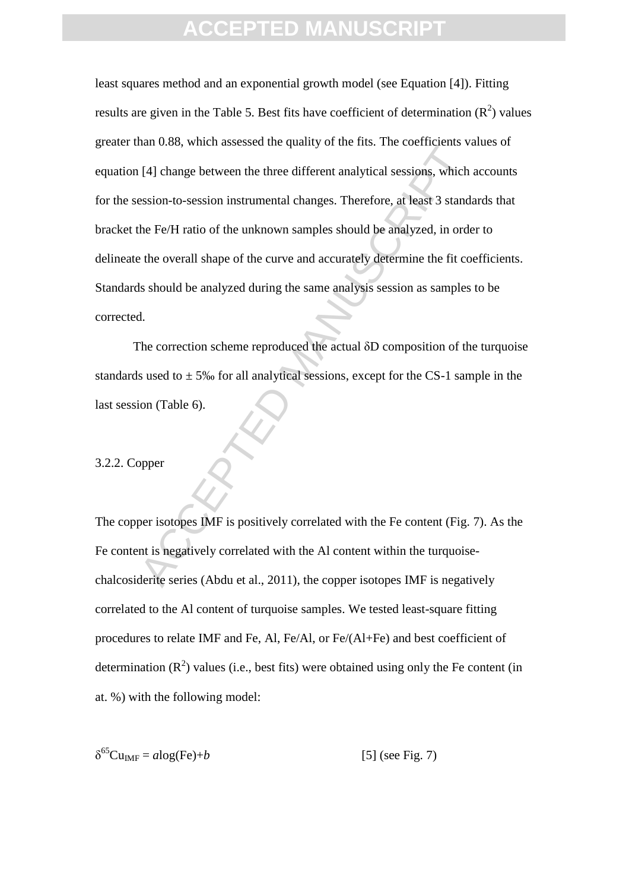least squares method and an exponential growth model (see Equation [4]). Fitting results are given in the Table 5. Best fits have coefficient of determination ($R^2$) values greater than 0.88, which assessed the quality of the fits. The coefficients values of equation [4] change between the three different analytical sessions, which accounts for the session-to-session instrumental changes. Therefore, at least 3 standards that bracket the Fe/H ratio of the unknown samples should be analyzed, in order to delineate the overall shape of the curve and accurately determine the fit coefficients. Standards should be analyzed during the same analysis session as samples to be corrected.

The correction scheme reproduced the actual δD composition of the turquoise standards used to ± 5‰ for all analytical sessions, except for the CS-1 sample in the last session (Table 6).

### 3.2.2. Copper

The copper isotopes IMF is positively correlated with the Fe content (Fig. 7). As the Fe content is negatively correlated with the Al content within the turquoise-chalcosiderite series (Abdu et al., 2011), the copper isotopes IMF is negatively correlated to the Al content of turquoise samples. We tested least-square fitting procedures to relate IMF and Fe, Al, Fe/Al, or Fe/(Al+Fe) and best coefficient of determination ($R^2$) values (i.e., best fits) were obtained using only the Fe content (in at. %) with the following model:

$$\delta^{65}Cu_{IMF} = a\log(Fe)+b \qquad [5] \text{ (see Fig. 7)}$$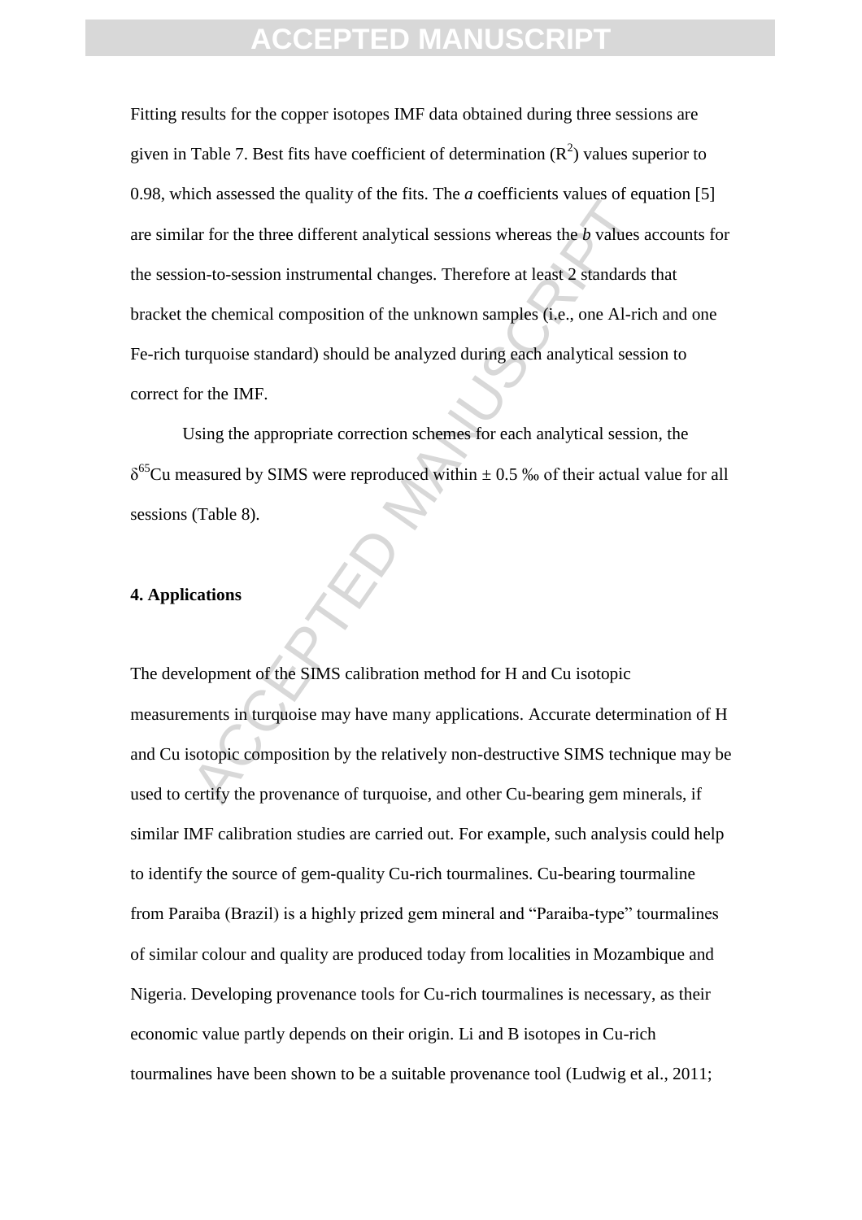Fitting results for the copper isotopes IMF data obtained during three sessions are given in Table 7. Best fits have coefficient of determination ($R^2$) values superior to 0.98, which assessed the quality of the fits. The *a* coefficients values of equation [5] are similar for the three different analytical sessions whereas the *b* values accounts for the session-to-session instrumental changes. Therefore at least 2 standards that bracket the chemical composition of the unknown samples (i.e., one Al-rich and one Fe-rich turquoise standard) should be analyzed during each analytical session to correct for the IMF.

Using the appropriate correction schemes for each analytical session, the $\delta^{65}$Cu measured by SIMS were reproduced within ± 0.5 ‰ of their actual value for all sessions (Table 8).

**4. Applications**

The development of the SIMS calibration method for H and Cu isotopic measurements in turquoise may have many applications. Accurate determination of H and Cu isotopic composition by the relatively non-destructive SIMS technique may be used to certify the provenance of turquoise, and other Cu-bearing gem minerals, if similar IMF calibration studies are carried out. For example, such analysis could help to identify the source of gem-quality Cu-rich tourmalines. Cu-bearing tourmaline from Paraiba (Brazil) is a highly prized gem mineral and "Paraiba-type" tourmalines of similar colour and quality are produced today from localities in Mozambique and Nigeria. Developing provenance tools for Cu-rich tourmalines is necessary, as their economic value partly depends on their origin. Li and B isotopes in Cu-rich tourmalines have been shown to be a suitable provenance tool (Ludwig et al., 2011;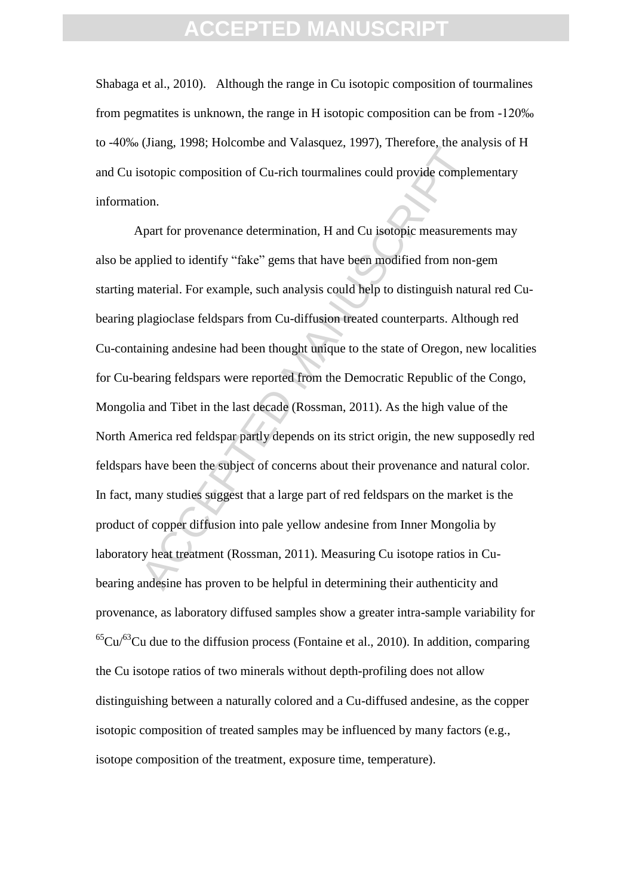Shabaga et al., 2010). Although the range in Cu isotopic composition of tourmalines from pegmatites is unknown, the range in H isotopic composition can be from -120‰ to -40‰ (Jiang, 1998; Holcombe and Valasquez, 1997), Therefore, the analysis of H and Cu isotopic composition of Cu-rich tourmalines could provide complementary information.

Apart for provenance determination, H and Cu isotopic measurements may also be applied to identify "fake" gems that have been modified from non-gem starting material. For example, such analysis could help to distinguish natural red Cu-bearing plagioclase feldspars from Cu-diffusion treated counterparts. Although red Cu-containing andesine had been thought unique to the state of Oregon, new localities for Cu-bearing feldspars were reported from the Democratic Republic of the Congo, Mongolia and Tibet in the last decade (Rossman, 2011). As the high value of the North America red feldspar partly depends on its strict origin, the new supposedly red feldspars have been the subject of concerns about their provenance and natural color. In fact, many studies suggest that a large part of red feldspars on the market is the product of copper diffusion into pale yellow andesine from Inner Mongolia by laboratory heat treatment (Rossman, 2011). Measuring Cu isotope ratios in Cu-bearing andesine has proven to be helpful in determining their authenticity and provenance, as laboratory diffused samples show a greater intra-sample variability for $^{65}Cu/^{63}Cu$ due to the diffusion process (Fontaine et al., 2010). In addition, comparing the Cu isotope ratios of two minerals without depth-profiling does not allow distinguishing between a naturally colored and a Cu-diffused andesine, as the copper isotopic composition of treated samples may be influenced by many factors (e.g., isotope composition of the treatment, exposure time, temperature).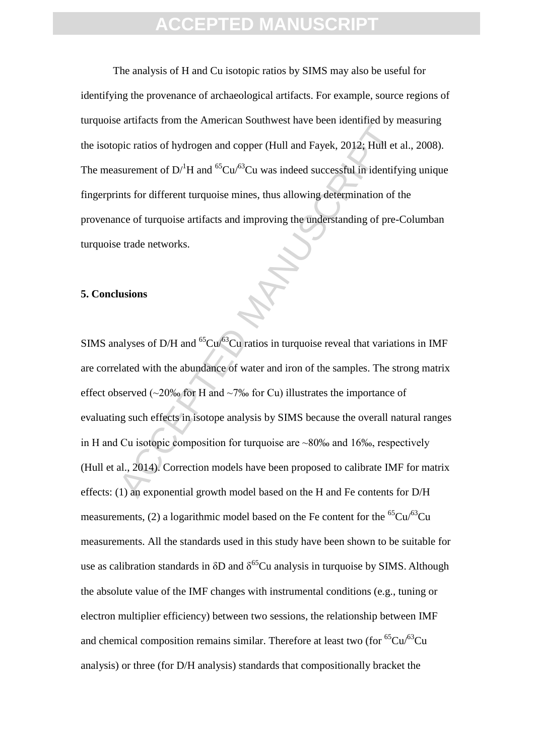The analysis of H and Cu isotopic ratios by SIMS may also be useful for identifying the provenance of archaeological artifacts. For example, source regions of turquoise artifacts from the American Southwest have been identified by measuring the isotopic ratios of hydrogen and copper (Hull and Fayek, 2012; Hull et al., 2008). The measurement of $D/^{1}H$ and $^{65}Cu/^{63}Cu$ was indeed successful in identifying unique fingerprints for different turquoise mines, thus allowing determination of the provenance of turquoise artifacts and improving the understanding of pre-Columban turquoise trade networks.

## 5. Conclusions

SIMS analyses of D/H and $^{65}Cu/^{63}Cu$ ratios in turquoise reveal that variations in IMF are correlated with the abundance of water and iron of the samples. The strong matrix effect observed (~20‰ for H and ~7‰ for Cu) illustrates the importance of evaluating such effects in isotope analysis by SIMS because the overall natural ranges in H and Cu isotopic composition for turquoise are ~80‰ and 16‰, respectively (Hull et al., 2014). Correction models have been proposed to calibrate IMF for matrix effects: (1) an exponential growth model based on the H and Fe contents for D/H measurements, (2) a logarithmic model based on the Fe content for the $^{65}Cu/^{63}Cu$ measurements. All the standards used in this study have been shown to be suitable for use as calibration standards in $\delta D$ and $\delta^{65}Cu$ analysis in turquoise by SIMS. Although the absolute value of the IMF changes with instrumental conditions (e.g., tuning or electron multiplier efficiency) between two sessions, the relationship between IMF and chemical composition remains similar. Therefore at least two (for $^{65}Cu/^{63}Cu$ analysis) or three (for D/H analysis) standards that compositionally bracket the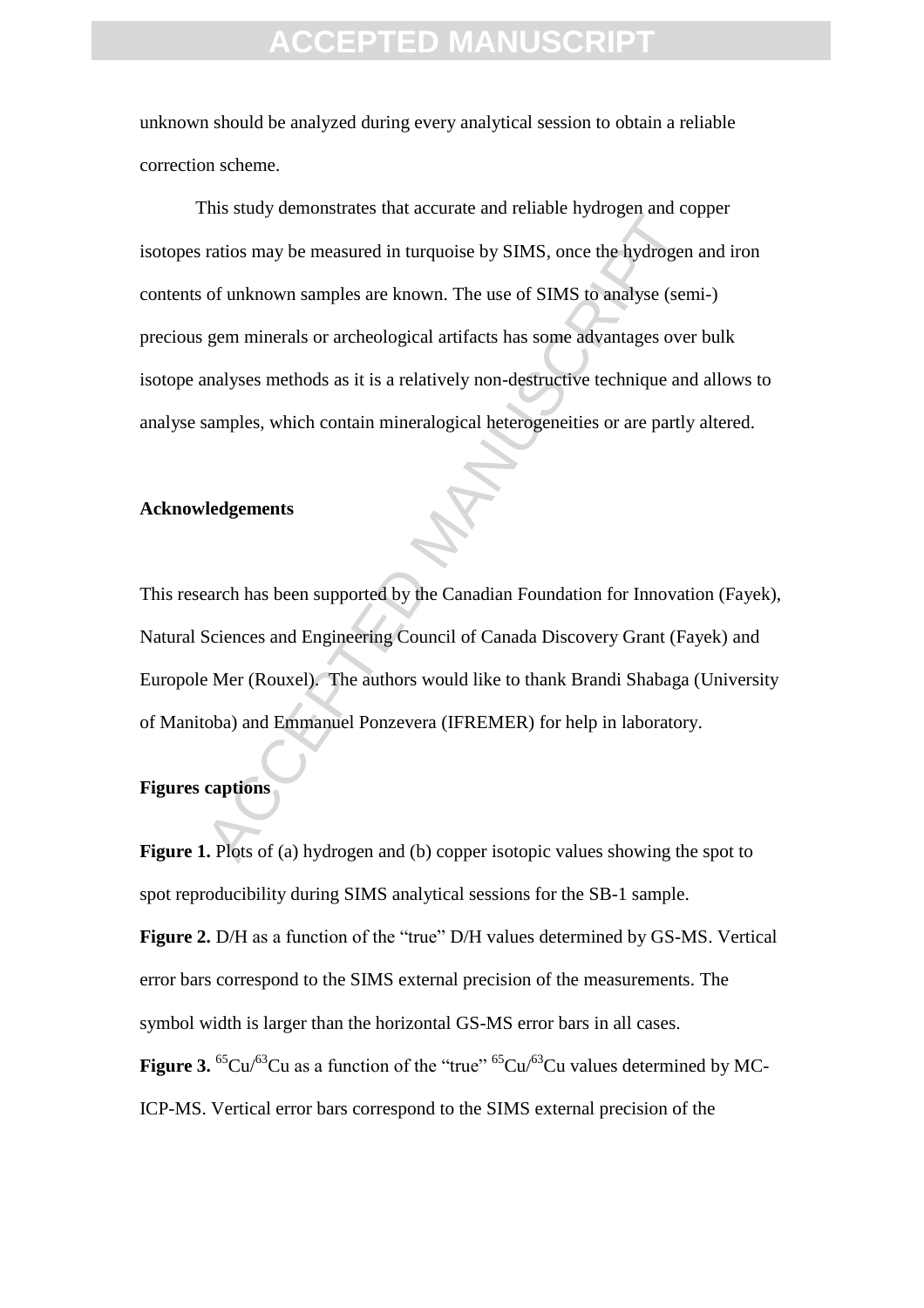unknown should be analyzed during every analytical session to obtain a reliable correction scheme.

This study demonstrates that accurate and reliable hydrogen and copper isotopes ratios may be measured in turquoise by SIMS, once the hydrogen and iron contents of unknown samples are known. The use of SIMS to analyse (semi-) precious gem minerals or archeological artifacts has some advantages over bulk isotope analyses methods as it is a relatively non-destructive technique and allows to analyse samples, which contain mineralogical heterogeneities or are partly altered.

## Acknowledgements

This research has been supported by the Canadian Foundation for Innovation (Fayek), Natural Sciences and Engineering Council of Canada Discovery Grant (Fayek) and Europole Mer (Rouxel). The authors would like to thank Brandi Shabaga (University of Manitoba) and Emmanuel Ponzevera (IFREMER) for help in laboratory.

## Figures captions

**Figure 1.** Plots of (a) hydrogen and (b) copper isotopic values showing the spot to spot reproducibility during SIMS analytical sessions for the SB-1 sample.

**Figure 2.** D/H as a function of the "true" D/H values determined by GS-MS. Vertical error bars correspond to the SIMS external precision of the measurements. The symbol width is larger than the horizontal GS-MS error bars in all cases.

**Figure 3.** $^{65}$Cu/$^{63}$Cu as a function of the "true" $^{65}$Cu/$^{63}$Cu values determined by MC-ICP-MS. Vertical error bars correspond to the SIMS external precision of the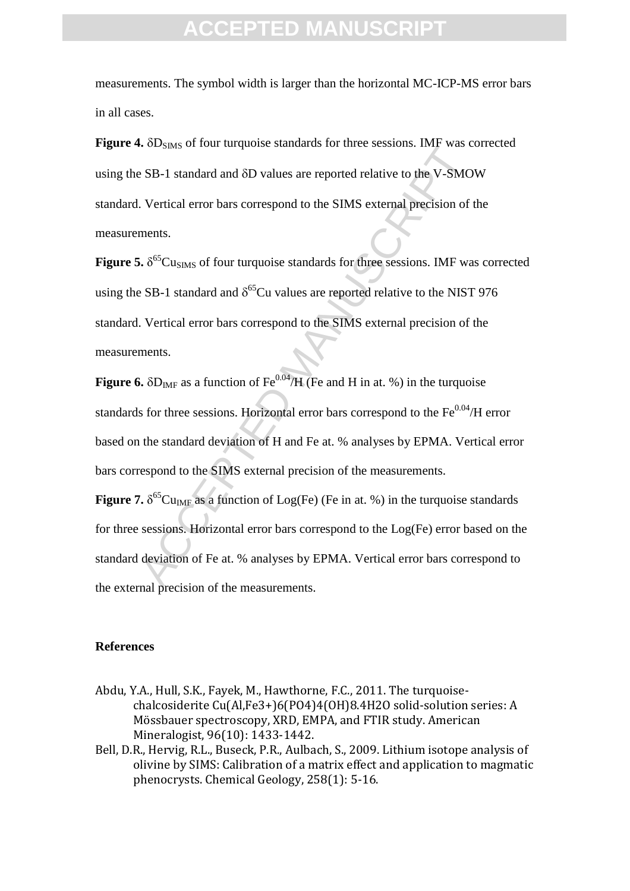measurements. The symbol width is larger than the horizontal MC-ICP-MS error bars in all cases.

**Figure 4.** $\delta D_{SIMS}$ of four turquoise standards for three sessions. IMF was corrected using the SB-1 standard and $\delta D$ values are reported relative to the V-SMOW standard. Vertical error bars correspond to the SIMS external precision of the measurements.

**Figure 5.** $\delta^{65}Cu_{SIMS}$ of four turquoise standards for three sessions. IMF was corrected using the SB-1 standard and $\delta^{65}Cu$ values are reported relative to the NIST 976 standard. Vertical error bars correspond to the SIMS external precision of the measurements.

**Figure 6.** $\delta D_{IMF}$ as a function of $Fe^{0.04}/H$ (Fe and H in at. %) in the turquoise standards for three sessions. Horizontal error bars correspond to the $Fe^{0.04}/H$ error based on the standard deviation of H and Fe at. % analyses by EPMA. Vertical error bars correspond to the SIMS external precision of the measurements.

**Figure 7.** $\delta^{65}Cu_{IMF}$ as a function of Log(Fe) (Fe in at. %) in the turquoise standards for three sessions. Horizontal error bars correspond to the Log(Fe) error based on the standard deviation of Fe at. % analyses by EPMA. Vertical error bars correspond to the external precision of the measurements.

## References

Abdu, Y.A., Hull, S.K., Fayek, M., Hawthorne, F.C., 2011. The turquoise-chalcosiderite Cu(Al,Fe3+)6(PO4)4(OH)8.4H2O solid-solution series: A Mössbauer spectroscopy, XRD, EMPA, and FTIR study. American Mineralogist, 96(10): 1433-1442.

Bell, D.R., Hervig, R.L., Buseck, P.R., Aulbach, S., 2009. Lithium isotope analysis of olivine by SIMS: Calibration of a matrix effect and application to magmatic phenocrysts. Chemical Geology, 258(1): 5-16.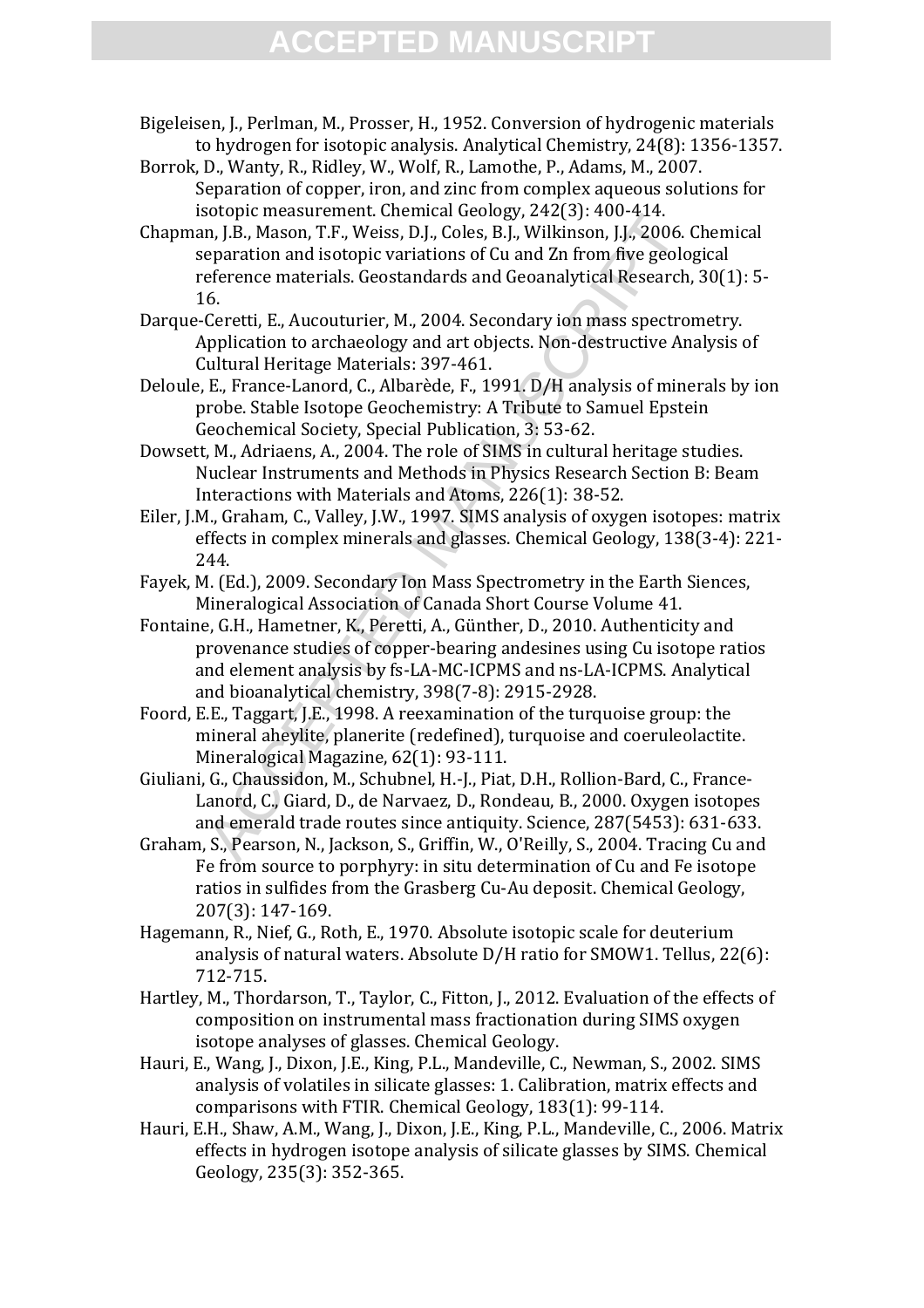Bigeleisen, J., Perlman, M., Prosser, H., 1952. Conversion of hydrogenic materials to hydrogen for isotopic analysis. Analytical Chemistry, 24(8): 1356-1357.

Borrok, D., Wanty, R., Ridley, W., Wolf, R., Lamothe, P., Adams, M., 2007. Separation of copper, iron, and zinc from complex aqueous solutions for isotopic measurement. Chemical Geology, 242(3): 400-414.

Chapman, J.B., Mason, T.F., Weiss, D.J., Coles, B.J., Wilkinson, J.J., 2006. Chemical separation and isotopic variations of Cu and Zn from five geological reference materials. Geostandards and Geoanalytical Research, 30(1): 5-16.

Darque-Ceretti, E., Aucouturier, M., 2004. Secondary ion mass spectrometry. Application to archaeology and art objects. Non-destructive Analysis of Cultural Heritage Materials: 397-461.

Deloule, E., France-Lanord, C., Albarède, F., 1991. D/H analysis of minerals by ion probe. Stable Isotope Geochemistry: A Tribute to Samuel Epstein Geochemical Society, Special Publication, 3: 53-62.

Dowsett, M., Adriaens, A., 2004. The role of SIMS in cultural heritage studies. Nuclear Instruments and Methods in Physics Research Section B: Beam Interactions with Materials and Atoms, 226(1): 38-52.

Eiler, J.M., Graham, C., Valley, J.W., 1997. SIMS analysis of oxygen isotopes: matrix effects in complex minerals and glasses. Chemical Geology, 138(3-4): 221-244.

Fayek, M. (Ed.), 2009. Secondary Ion Mass Spectrometry in the Earth Siences, Mineralogical Association of Canada Short Course Volume 41.

Fontaine, G.H., Hametner, K., Peretti, A., Günther, D., 2010. Authenticity and provenance studies of copper-bearing andesines using Cu isotope ratios and element analysis by fs-LA-MC-ICPMS and ns-LA-ICPMS. Analytical and bioanalytical chemistry, 398(7-8): 2915-2928.

Foord, E.E., Taggart, J.E., 1998. A reexamination of the turquoise group: the mineral aheylite, planerite (redefined), turquoise and coeruleolactite. Mineralogical Magazine, 62(1): 93-111.

Giuliani, G., Chaussidon, M., Schubnel, H.-J., Piat, D.H., Rollion-Bard, C., France-Lanord, C., Giard, D., de Narvaez, D., Rondeau, B., 2000. Oxygen isotopes and emerald trade routes since antiquity. Science, 287(5453): 631-633.

Graham, S., Pearson, N., Jackson, S., Griffin, W., O'Reilly, S., 2004. Tracing Cu and Fe from source to porphyry: in situ determination of Cu and Fe isotope ratios in sulfides from the Grasberg Cu-Au deposit. Chemical Geology, 207(3): 147-169.

Hagemann, R., Nief, G., Roth, E., 1970. Absolute isotopic scale for deuterium analysis of natural waters. Absolute D/H ratio for SMOW1. Tellus, 22(6): 712-715.

Hartley, M., Thordarson, T., Taylor, C., Fitton, J., 2012. Evaluation of the effects of composition on instrumental mass fractionation during SIMS oxygen isotope analyses of glasses. Chemical Geology.

Hauri, E., Wang, J., Dixon, J.E., King, P.L., Mandeville, C., Newman, S., 2002. SIMS analysis of volatiles in silicate glasses: 1. Calibration, matrix effects and comparisons with FTIR. Chemical Geology, 183(1): 99-114.

Hauri, E.H., Shaw, A.M., Wang, J., Dixon, J.E., King, P.L., Mandeville, C., 2006. Matrix effects in hydrogen isotope analysis of silicate glasses by SIMS. Chemical Geology, 235(3): 352-365.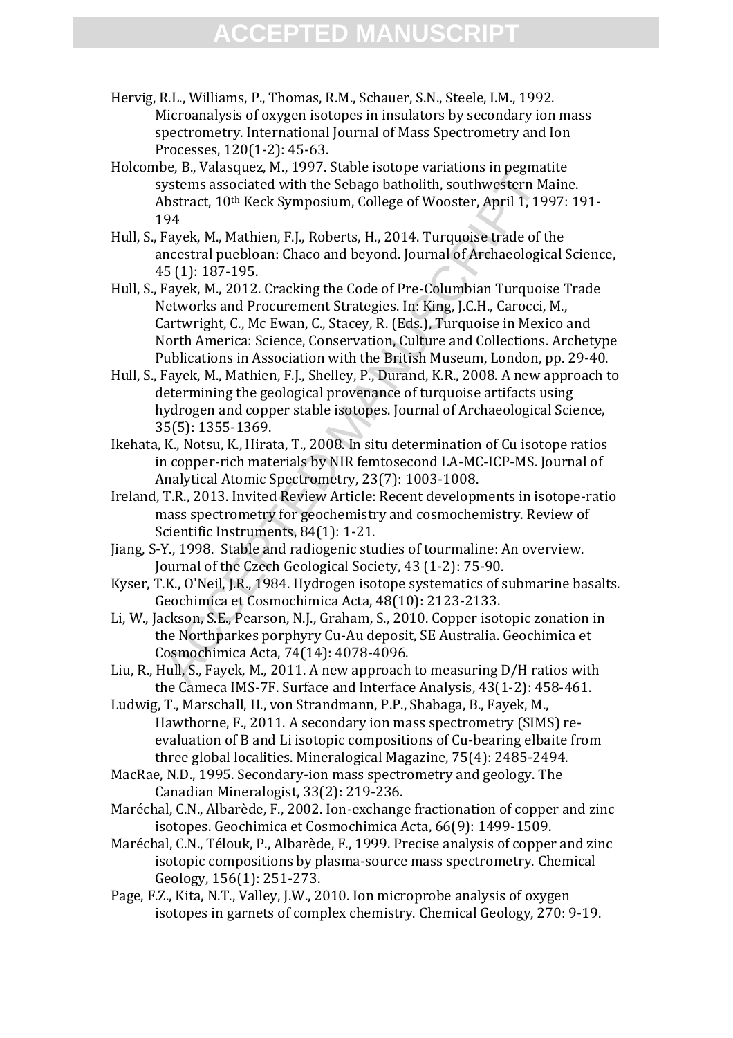Hervig, R.L., Williams, P., Thomas, R.M., Schauer, S.N., Steele, I.M., 1992. Microanalysis of oxygen isotopes in insulators by secondary ion mass spectrometry. International Journal of Mass Spectrometry and Ion Processes, 120(1-2): 45-63.

Holcombe, B., Valasquez, M., 1997. Stable isotope variations in pegmatite systems associated with the Sebago batholith, southwestern Maine. Abstract, 10th Keck Symposium, College of Wooster, April 1, 1997: 191-194

Hull, S., Fayek, M., Mathien, F.J., Roberts, H., 2014. Turquoise trade of the ancestral puebloan: Chaco and beyond. Journal of Archaeological Science, 45 (1): 187-195.

Hull, S., Fayek, M., 2012. Cracking the Code of Pre-Columbian Turquoise Trade Networks and Procurement Strategies. In: King, J.C.H., Carocci, M., Cartwright, C., Mc Ewan, C., Stacey, R. (Eds.), Turquoise in Mexico and North America: Science, Conservation, Culture and Collections. Archetype Publications in Association with the British Museum, London, pp. 29-40.

Hull, S., Fayek, M., Mathien, F.J., Shelley, P., Durand, K.R., 2008. A new approach to determining the geological provenance of turquoise artifacts using hydrogen and copper stable isotopes. Journal of Archaeological Science, 35(5): 1355-1369.

Ikehata, K., Notsu, K., Hirata, T., 2008. In situ determination of Cu isotope ratios in copper-rich materials by NIR femtosecond LA-MC-ICP-MS. Journal of Analytical Atomic Spectrometry, 23(7): 1003-1008.

Ireland, T.R., 2013. Invited Review Article: Recent developments in isotope-ratio mass spectrometry for geochemistry and cosmochemistry. Review of Scientific Instruments, 84(1): 1-21.

Jiang, S-Y., 1998. Stable and radiogenic studies of tourmaline: An overview. Journal of the Czech Geological Society, 43 (1-2): 75-90.

Kyser, T.K., O'Neil, J.R., 1984. Hydrogen isotope systematics of submarine basalts. Geochimica et Cosmochimica Acta, 48(10): 2123-2133.

Li, W., Jackson, S.E., Pearson, N.J., Graham, S., 2010. Copper isotopic zonation in the Northparkes porphyry Cu-Au deposit, SE Australia. Geochimica et Cosmochimica Acta, 74(14): 4078-4096.

Liu, R., Hull, S., Fayek, M., 2011. A new approach to measuring D/H ratios with the Cameca IMS-7F. Surface and Interface Analysis, 43(1-2): 458-461.

Ludwig, T., Marschall, H., von Strandmann, P.P., Shabaga, B., Fayek, M., Hawthorne, F., 2011. A secondary ion mass spectrometry (SIMS) re-evaluation of B and Li isotopic compositions of Cu-bearing elbaite from three global localities. Mineralogical Magazine, 75(4): 2485-2494.

MacRae, N.D., 1995. Secondary-ion mass spectrometry and geology. The Canadian Mineralogist, 33(2): 219-236.

Maréchal, C.N., Albarède, F., 2002. Ion-exchange fractionation of copper and zinc isotopes. Geochimica et Cosmochimica Acta, 66(9): 1499-1509.

Maréchal, C.N., Télouk, P., Albarède, F., 1999. Precise analysis of copper and zinc isotopic compositions by plasma-source mass spectrometry. Chemical Geology, 156(1): 251-273.

Page, F.Z., Kita, N.T., Valley, J.W., 2010. Ion microprobe analysis of oxygen isotopes in garnets of complex chemistry. Chemical Geology, 270: 9-19.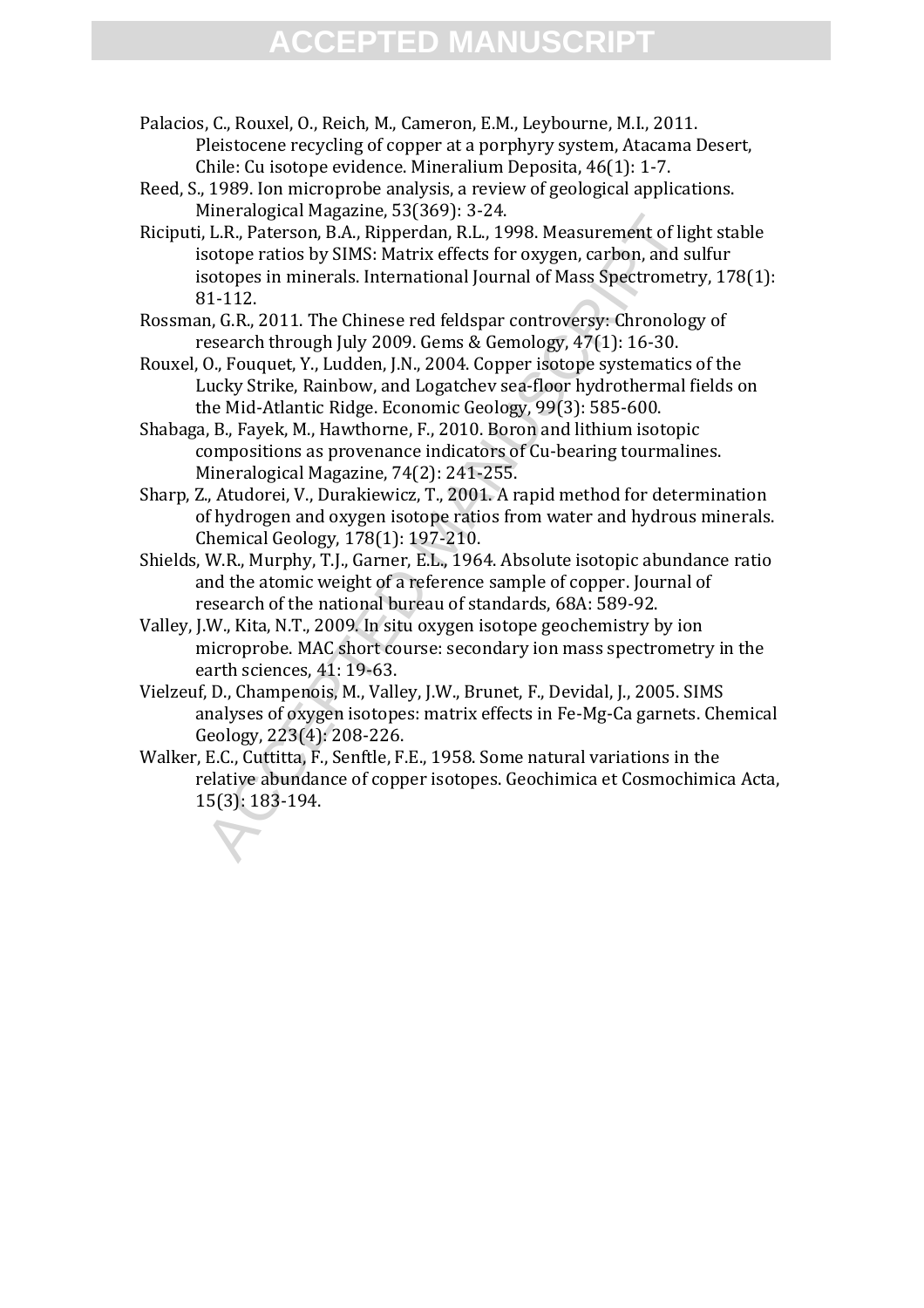Palacios, C., Rouxel, O., Reich, M., Cameron, E.M., Leybourne, M.I., 2011. Pleistocene recycling of copper at a porphyry system, Atacama Desert, Chile: Cu isotope evidence. Mineralium Deposita, 46(1): 1-7.

Reed, S., 1989. Ion microprobe analysis, a review of geological applications. Mineralogical Magazine, 53(369): 3-24.

Riciputi, L.R., Paterson, B.A., Ripperdan, R.L., 1998. Measurement of light stable isotope ratios by SIMS: Matrix effects for oxygen, carbon, and sulfur isotopes in minerals. International Journal of Mass Spectrometry, 178(1): 81-112.

Rossman, G.R., 2011. The Chinese red feldspar controversy: Chronology of research through July 2009. Gems & Gemology, 47(1): 16-30.

Rouxel, O., Fouquet, Y., Ludden, J.N., 2004. Copper isotope systematics of the Lucky Strike, Rainbow, and Logatchev sea-floor hydrothermal fields on the Mid-Atlantic Ridge. Economic Geology, 99(3): 585-600.

Shabaga, B., Fayek, M., Hawthorne, F., 2010. Boron and lithium isotopic compositions as provenance indicators of Cu-bearing tourmalines. Mineralogical Magazine, 74(2): 241-255.

Sharp, Z., Atudorei, V., Durakiewicz, T., 2001. A rapid method for determination of hydrogen and oxygen isotope ratios from water and hydrous minerals. Chemical Geology, 178(1): 197-210.

Shields, W.R., Murphy, T.J., Garner, E.L., 1964. Absolute isotopic abundance ratio and the atomic weight of a reference sample of copper. Journal of research of the national bureau of standards, 68A: 589-92.

Valley, J.W., Kita, N.T., 2009. In situ oxygen isotope geochemistry by ion microprobe. MAC short course: secondary ion mass spectrometry in the earth sciences, 41: 19-63.

Vielzeuf, D., Champenois, M., Valley, J.W., Brunet, F., Devidal, J., 2005. SIMS analyses of oxygen isotopes: matrix effects in Fe-Mg-Ca garnets. Chemical Geology, 223(4): 208-226.

Walker, E.C., Cuttitta, F., Senftle, F.E., 1958. Some natural variations in the relative abundance of copper isotopes. Geochimica et Cosmochimica Acta, 15(3): 183-194.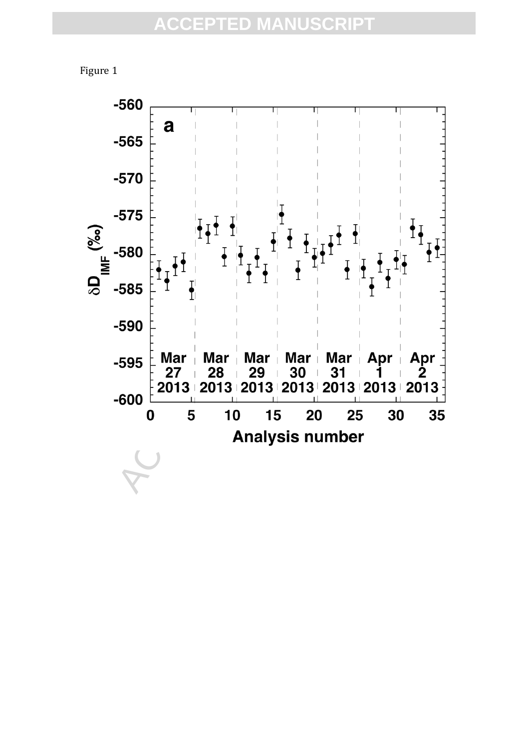Figure 1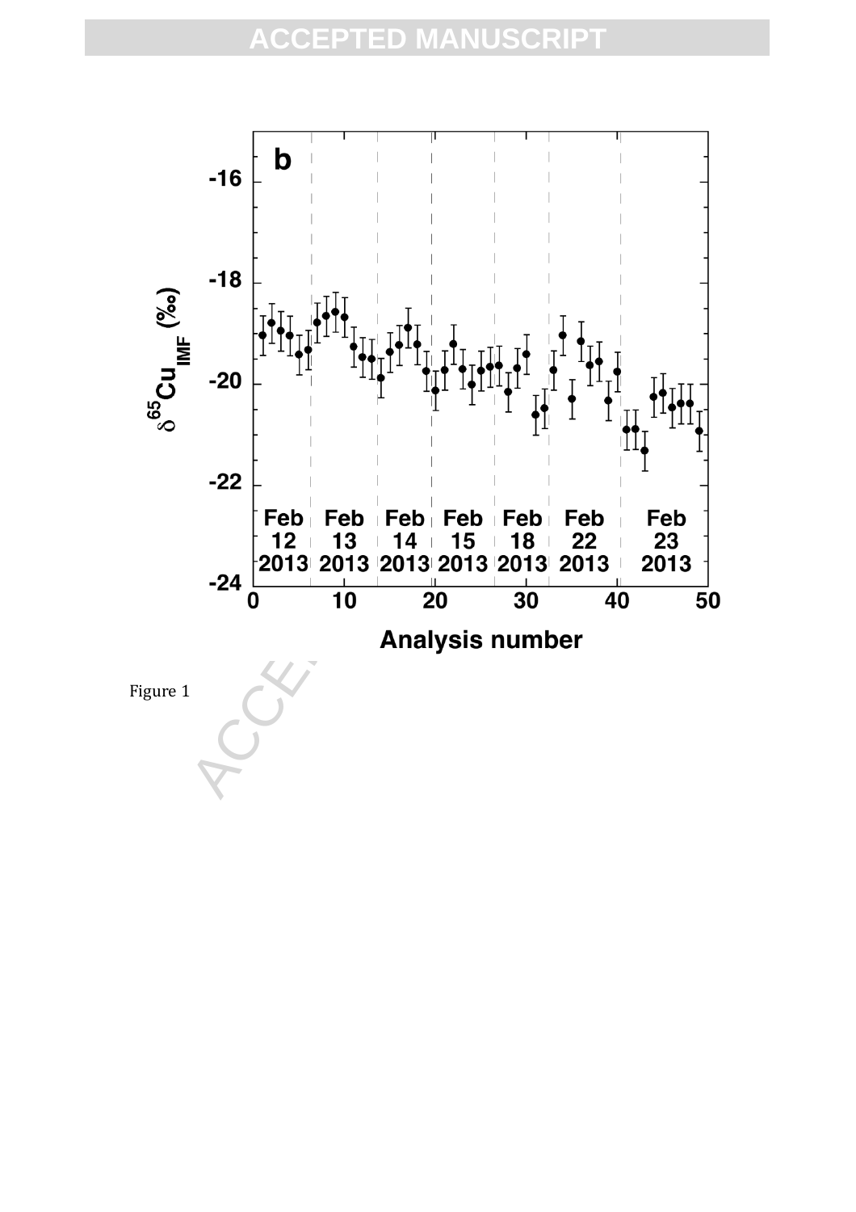Figure 1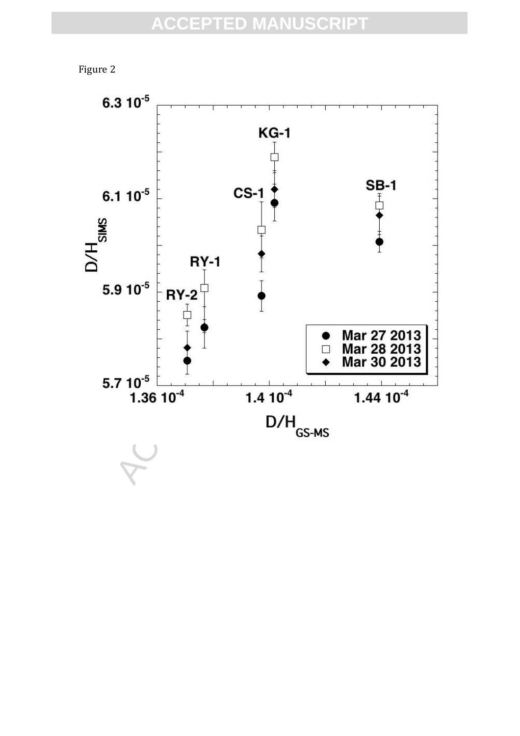Figure 2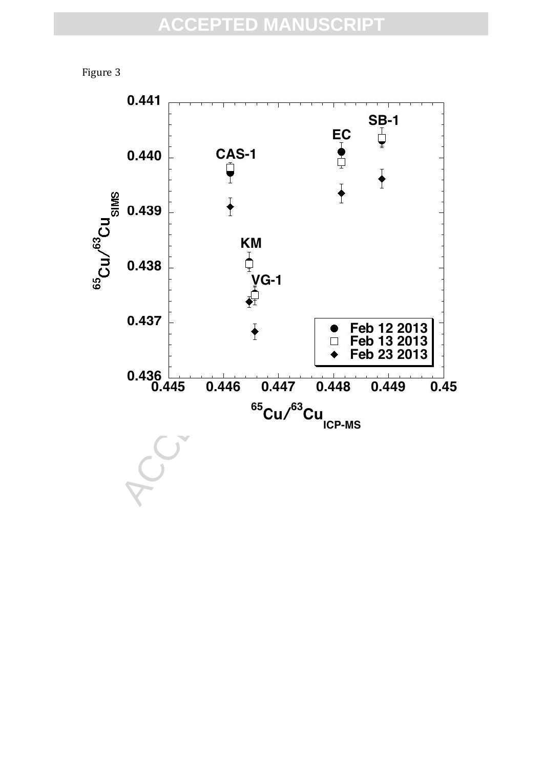Figure 3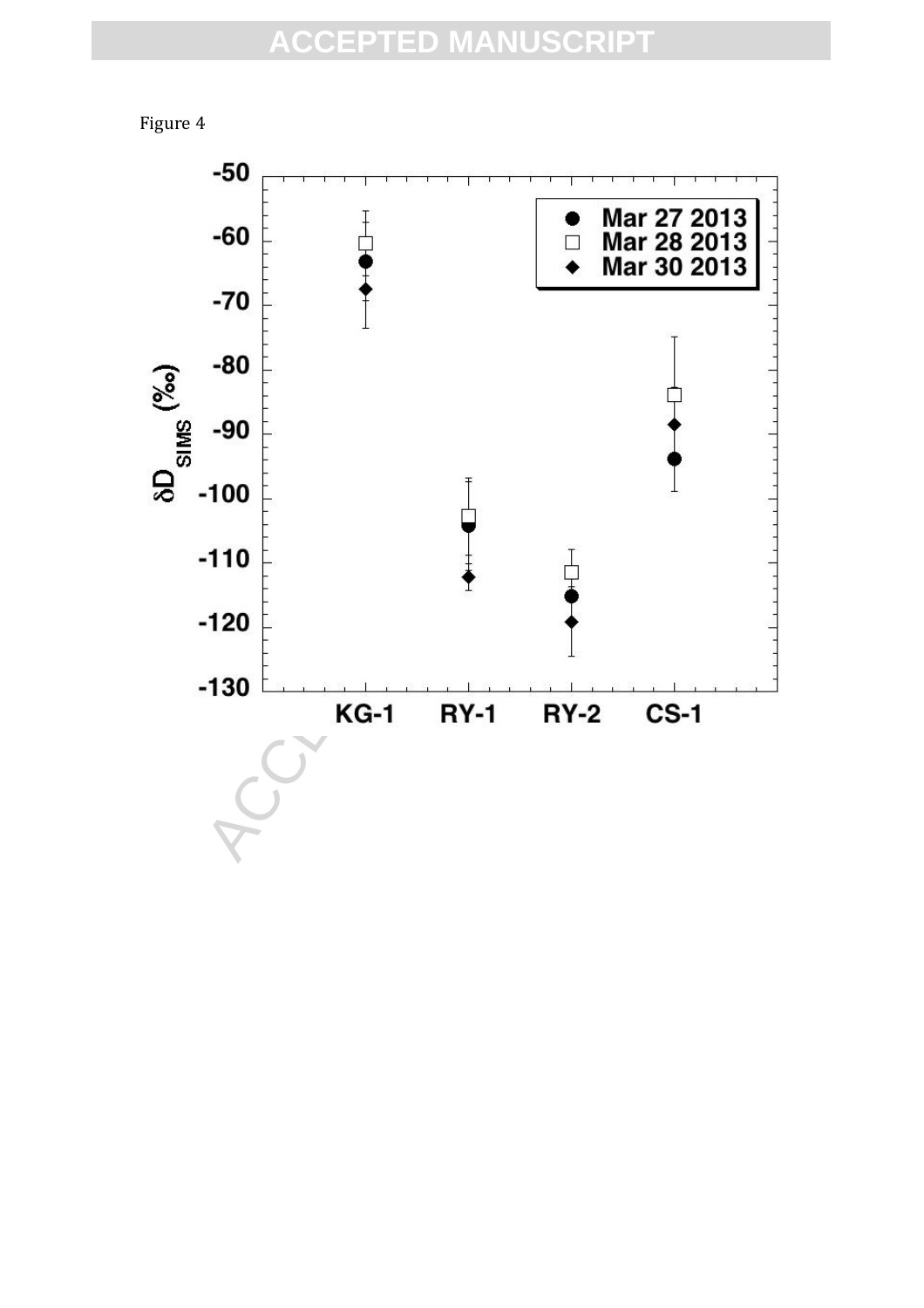Figure 4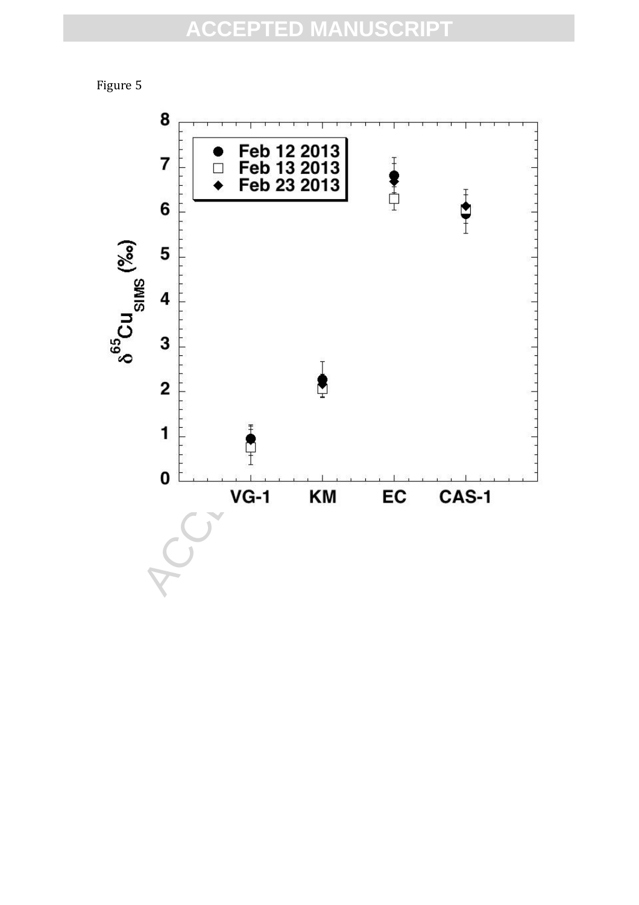Figure 5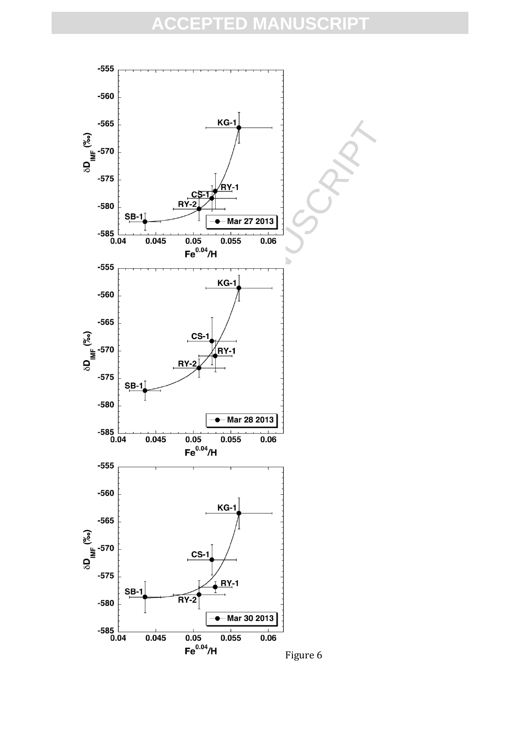Figure 6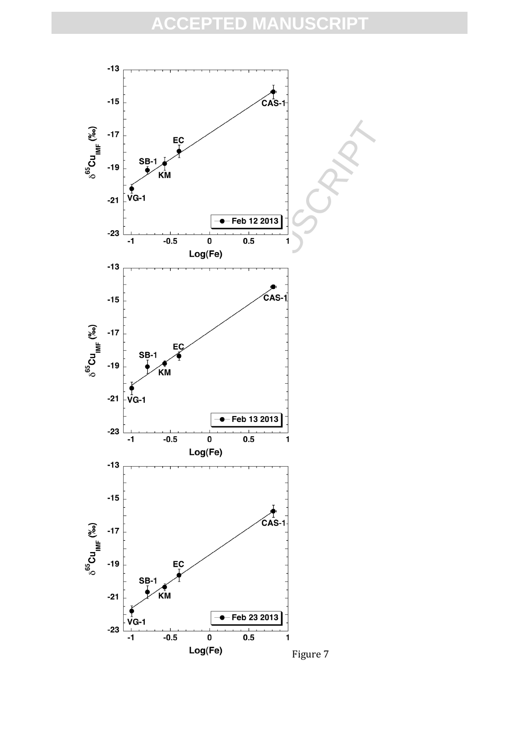Figure 7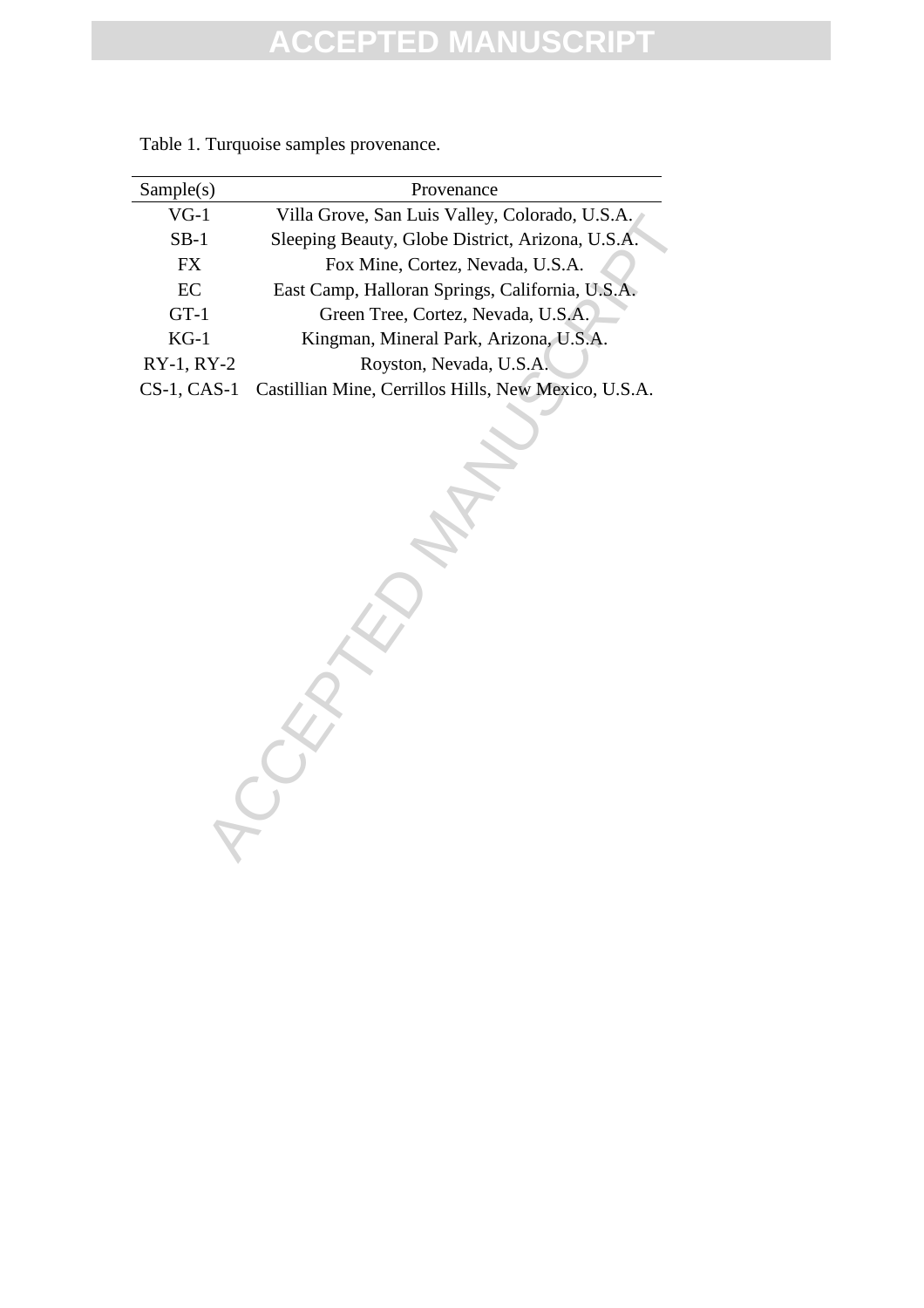Table 1. Turquoise samples provenance.

| Sample(s) | Provenance |
|---|---|
| VG-1 | Villa Grove, San Luis Valley, Colorado, U.S.A. |
| SB-1 | Sleeping Beauty, Globe District, Arizona, U.S.A. |
| FX | Fox Mine, Cortez, Nevada, U.S.A. |
| EC | East Camp, Halloran Springs, California, U.S.A. |
| GT-1 | Green Tree, Cortez, Nevada, U.S.A. |
| KG-1 | Kingman, Mineral Park, Arizona, U.S.A. |
| RY-1, RY-2 | Royston, Nevada, U.S.A. |
| CS-1, CAS-1 | Castillian Mine, Cerrillos Hills, New Mexico, U.S.A. |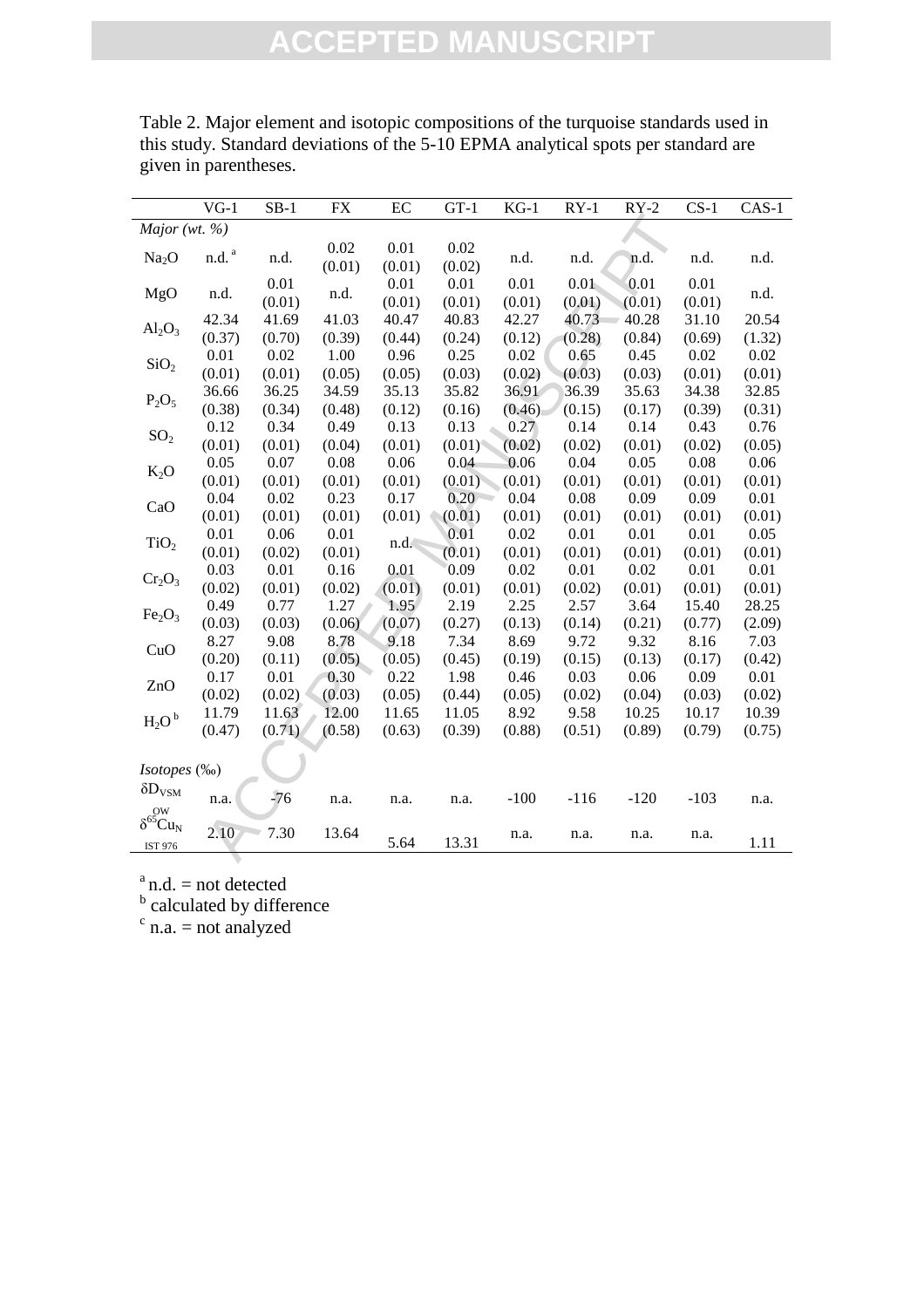Table 2. Major element and isotopic compositions of the turquoise standards used in this study. Standard deviations of the 5-10 EPMA analytical spots per standard are given in parentheses.

| | VG-1 | SB-1 | FX | EC | GT-1 | KG-1 | RY-1 | RY-2 | CS-1 | CAS-1 |
|---|---|---|---|---|---|---|---|---|---|---|
| *Major (wt. %)* | | | | | | | | | | |
| $Na_2O$ | n.d. [a] | n.d. | 0.02 (0.01) | 0.01 (0.01) | 0.02 (0.02) | n.d. | n.d. | n.d. | n.d. | n.d. |
| MgO | n.d. | 0.01 (0.01) | n.d. | 0.01 (0.01) | 0.01 (0.01) | 0.01 (0.01) | 0.01 (0.01) | 0.01 (0.01) | 0.01 (0.01) | n.d. |
| $Al_2O_3$ | 42.34 (0.37) | 41.69 (0.70) | 41.03 (0.39) | 40.47 (0.44) | 40.83 (0.24) | 42.27 (0.12) | 40.73 (0.28) | 40.28 (0.84) | 31.10 (0.69) | 20.54 (1.32) |
| $SiO_2$ | 0.01 (0.01) | 0.02 (0.01) | 1.00 (0.05) | 0.96 (0.05) | 0.25 (0.03) | 0.02 (0.02) | 0.65 (0.03) | 0.45 (0.03) | 0.02 (0.01) | 0.02 (0.01) |
| $P_2O_5$ | 36.66 (0.38) | 36.25 (0.34) | 34.59 (0.48) | 35.13 (0.12) | 35.82 (0.16) | 36.91 (0.46) | 36.39 (0.15) | 35.63 (0.17) | 34.38 (0.39) | 32.85 (0.31) |
| $SO_2$ | 0.12 (0.01) | 0.34 (0.01) | 0.49 (0.04) | 0.13 (0.01) | 0.13 (0.01) | 0.27 (0.02) | 0.14 (0.02) | 0.14 (0.01) | 0.43 (0.02) | 0.76 (0.05) |
| $K_2O$ | 0.05 (0.01) | 0.07 (0.01) | 0.08 (0.01) | 0.06 (0.01) | 0.04 (0.01) | 0.06 (0.01) | 0.04 (0.01) | 0.05 (0.01) | 0.08 (0.01) | 0.06 (0.01) |
| CaO | 0.04 (0.01) | 0.02 (0.01) | 0.23 (0.01) | 0.17 (0.01) | 0.20 (0.01) | 0.04 (0.01) | 0.08 (0.01) | 0.09 (0.01) | 0.09 (0.01) | 0.01 (0.01) |
| $TiO_2$ | 0.01 (0.01) | 0.06 (0.02) | 0.01 (0.01) | n.d. | 0.01 (0.01) | 0.02 (0.01) | 0.01 (0.01) | 0.01 (0.01) | 0.01 (0.01) | 0.05 (0.01) |
| $Cr_2O_3$ | 0.03 (0.02) | 0.01 (0.01) | 0.16 (0.02) | 0.01 (0.01) | 0.09 (0.01) | 0.02 (0.01) | 0.01 (0.02) | 0.02 (0.01) | 0.01 (0.01) | 0.01 (0.01) |
| $Fe_2O_3$ | 0.49 (0.03) | 0.77 (0.03) | 1.27 (0.06) | 1.95 (0.07) | 2.19 (0.27) | 2.25 (0.13) | 2.57 (0.14) | 3.64 (0.21) | 15.40 (0.77) | 28.25 (2.09) |
| CuO | 8.27 (0.20) | 9.08 (0.11) | 8.78 (0.05) | 9.18 (0.05) | 7.34 (0.45) | 8.69 (0.19) | 9.72 (0.15) | 9.32 (0.13) | 8.16 (0.17) | 7.03 (0.42) |
| ZnO | 0.17 (0.02) | 0.01 (0.02) | 0.30 (0.03) | 0.22 (0.05) | 1.98 (0.44) | 0.46 (0.05) | 0.03 (0.02) | 0.06 (0.04) | 0.09 (0.03) | 0.01 (0.02) |
| $H_2O$ [b] | 11.79 (0.47) | 11.63 (0.71) | 12.00 (0.58) | 11.65 (0.63) | 11.05 (0.39) | 8.92 (0.88) | 9.58 (0.51) | 10.25 (0.89) | 10.17 (0.79) | 10.39 (0.75) |
| *Isotopes (‰)* | | | | | | | | | | |
| $\delta D_{VSMOW}$ | n.a. | -76 | n.a. | n.a. | n.a. | -100 | -116 | -120 | -103 | n.a. |
| $\delta^{65}Cu_{NIST 976}$ | 2.10 | 7.30 | 13.64 | 5.64 | 13.31 | n.a. | n.a. | n.a. | n.a. | 1.11 |

[a] n.d. = not detected
[b] calculated by difference
[c] n.a. = not analyzed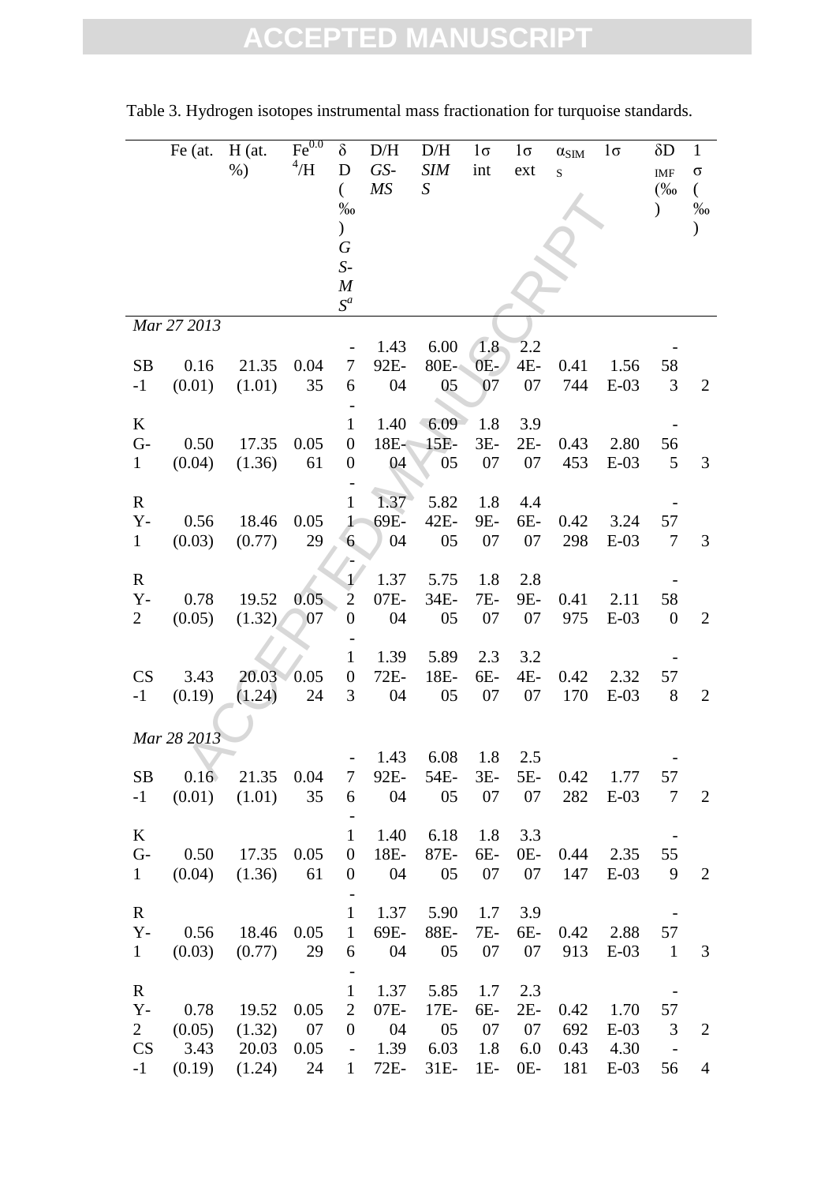Table 3. Hydrogen isotopes instrumental mass fractionation for turquoise standards.

| | Fe (at. %) | H (at. %) | $Fe^{0.04}/H$ | δD (‰) *GS-MS*[a] | D/H *GS-MS* | D/H *SIMS* | 1σ int | 1σ ext | $\alpha_{SIMS}$ | 1σ | $\delta D_{IMF}$ (‰) | 1σ (‰) |
|---|---|---|---|---|---|---|---|---|---|---|---|---|
| *Mar 27 2013* | | | | | | | | | | | | |
| SB-1 | 0.16 (0.01) | 21.35 (1.01) | 0.0435 | -76 | 1.4392E-04 | 6.0080E-05 | 1.80E-07 | 2.24E-07 | 0.41744 | 1.56E-03 | -583 | 2 |
| KG-1 | 0.50 (0.04) | 17.35 (1.36) | 0.0561 | -100 | 1.4018E-04 | 6.0915E-05 | 1.83E-07 | 3.92E-07 | 0.43453 | 2.80E-03 | -565 | 3 |
| RY-1 | 0.56 (0.03) | 18.46 (0.77) | 0.0529 | -116 | 1.3769E-04 | 5.8242E-05 | 1.89E-07 | 4.46E-07 | 0.42298 | 3.24E-03 | -577 | 3 |
| RY-2 | 0.78 (0.05) | 19.52 (1.32) | 0.0507 | -120 | 1.3707E-04 | 5.7534E-05 | 1.87E-07 | 2.89E-07 | 0.41975 | 2.11E-03 | -580 | 2 |
| CS-1 | 3.43 (0.19) | 20.03 (1.24) | 0.0524 | -103 | 1.3972E-04 | 5.8918E-05 | 2.36E-07 | 3.24E-07 | 0.42170 | 2.32E-03 | -578 | 2 |
| *Mar 28 2013* | | | | | | | | | | | | |
| SB-1 | 0.16 (0.01) | 21.35 (1.01) | 0.0435 | -76 | 1.4392E-04 | 6.0854E-05 | 1.83E-07 | 2.55E-07 | 0.42282 | 1.77E-03 | -577 | 2 |
| KG-1 | 0.50 (0.04) | 17.35 (1.36) | 0.0561 | -100 | 1.4018E-04 | 6.1887E-05 | 1.86E-07 | 3.30E-07 | 0.44147 | 2.35E-03 | -559 | 2 |
| RY-1 | 0.56 (0.03) | 18.46 (0.77) | 0.0529 | -116 | 1.3769E-04 | 5.9088E-05 | 1.77E-07 | 3.96E-07 | 0.42913 | 2.88E-03 | -571 | 3 |
| RY-2 | 0.78 (0.05) | 19.52 (1.32) | 0.0507 | -120 | 1.3707E-04 | 5.8517E-05 | 1.76E-07 | 2.32E-07 | 0.42692 | 1.70E-03 | -573 | 2 |
| CS-1 | 3.43 (0.19) | 20.03 (1.24) | 0.0524 | -1 | 1.3972E- | 6.0331E- | 1.81E- | 6.00E- | 0.43181 | 4.30E-03 | -56 | 4 |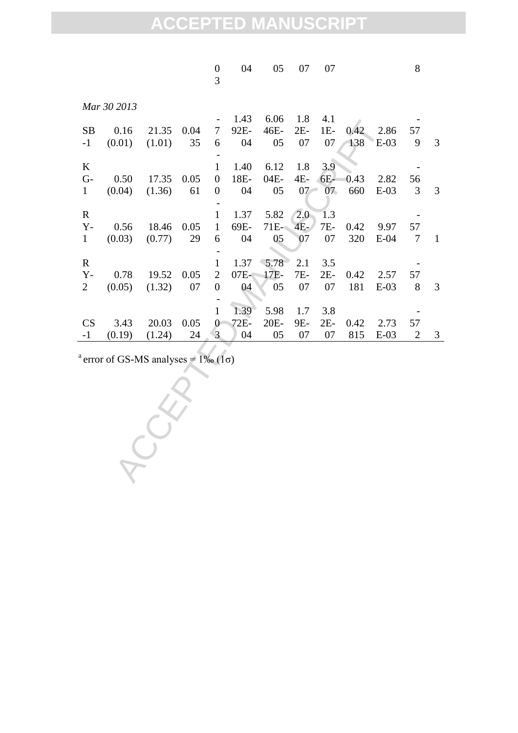| | | | | 03 | 04 | 05 | 07 | 07 | | | 8 | |
|---|---|---|---|---|---|---|---|---|---|---|---|---|
| *Mar 30 2013* | | | | | | | | | | | | |
| SB-1 | 0.16 (0.01) | 21.35 (1.01) | 0.0435 | -76 | 1.4392E-04 | 6.0646E-05 | 1.82E-07 | 4.11E-07 | 0.42138 | 2.86E-03 | -579 | 3 |
| KG-1 | 0.50 (0.04) | 17.35 (1.36) | 0.0561 | -100 | 1.4018E-04 | 6.1204E-05 | 1.84E-07 | 3.96E-07 | 0.43660 | 2.82E-03 | -563 | 3 |
| RY-1 | 0.56 (0.03) | 18.46 (0.77) | 0.0529 | -116 | 1.3769E-04 | 5.8271E-05 | 2.04E-07 | 1.37E-07 | 0.42320 | 9.97E-04 | -577 | 1 |
| RY-2 | 0.78 (0.05) | 19.52 (1.32) | 0.0507 | -120 | 1.3707E-04 | 5.7817E-05 | 2.17E-07 | 3.52E-07 | 0.42181 | 2.57E-03 | -578 | 3 |
| CS-1 | 3.43 (0.19) | 20.03 (1.24) | 0.0524 | -103 | 1.3972E-04 | 5.9820E-05 | 1.79E-07 | 3.82E-07 | 0.42815 | 2.73E-03 | -572 | 3 |

[a] error of GS-MS analyses = 1‰ (1σ)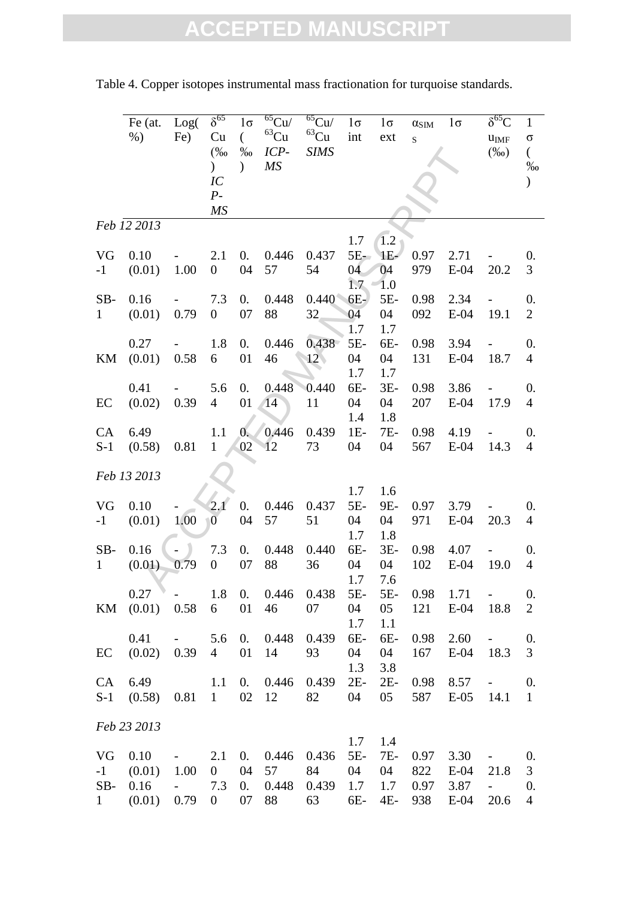Table 4. Copper isotopes instrumental mass fractionation for turquoise standards.

| | Fe (at. %) | Log(Fe) | $\delta^{65}$Cu (‰) *ICP-MS* | 1σ (‰) | $^{65}$Cu/$^{63}$Cu *ICP-MS* | $^{65}$Cu/$^{63}$Cu *SIMS* | 1σ int | 1σ ext | $\alpha_{SIMS}$ | 1σ | $\delta^{65}$Cu$_{IMF}$ (‰) | 1σ (‰) |
|---|---|---|---|---|---|---|---|---|---|---|---|---|
| *Feb 12 2013* | | | | | | | | | | | | |
| VG-1 | 0.10 (0.01) | -1.00 | 2.10 | 0.04 | 0.44657 | 0.43754 | 1.75E-04 | 1.21E-04 | 0.97979 | 2.71E-04 | -20.2 | 0.3 |
| SB-1 | 0.16 (0.01) | -0.79 | 7.30 | 0.07 | 0.44888 | 0.44032 | 1.76E-04 | 1.05E-04 | 0.98092 | 2.34E-04 | -19.1 | 0.2 |
| KM | 0.27 (0.01) | -0.58 | 1.86 | 0.01 | 0.44646 | 0.43812 | 1.75E-04 | 1.76E-04 | 0.98131 | 3.94E-04 | -18.7 | 0.4 |
| EC | 0.41 (0.02) | -0.39 | 5.64 | 0.01 | 0.44814 | 0.44011 | 1.76E-04 | 1.73E-04 | 0.98207 | 3.86E-04 | -17.9 | 0.4 |
| CAS-1 | 6.49 (0.58) | 0.81 | 1.11 | 0.02 | 0.44612 | 0.43973 | 1.41E-04 | 1.87E-04 | 0.98567 | 4.19E-04 | -14.3 | 0.4 |
| *Feb 13 2013* | | | | | | | | | | | | |
| VG-1 | 0.10 (0.01) | -1.00 | 2.10 | 0.04 | 0.44657 | 0.43751 | 1.75E-04 | 1.69E-04 | 0.97971 | 3.79E-04 | -20.3 | 0.4 |
| SB-1 | 0.16 (0.01) | -0.79 | 7.30 | 0.07 | 0.44888 | 0.44036 | 1.76E-04 | 1.83E-04 | 0.98102 | 4.07E-04 | -19.0 | 0.4 |
| KM | 0.27 (0.01) | -0.58 | 1.86 | 0.01 | 0.44646 | 0.43807 | 1.75E-04 | 7.65E-05 | 0.98121 | 1.71E-04 | -18.8 | 0.2 |
| EC | 0.41 (0.02) | -0.39 | 5.64 | 0.01 | 0.44814 | 0.43993 | 1.76E-04 | 1.16E-04 | 0.98167 | 2.60E-04 | -18.3 | 0.3 |
| CAS-1 | 6.49 (0.58) | 0.81 | 1.11 | 0.02 | 0.44612 | 0.43982 | 1.32E-04 | 3.82E-05 | 0.98587 | 8.57E-05 | -14.1 | 0.1 |
| *Feb 23 2013* | | | | | | | | | | | | |
| VG-1 | 0.10 (0.01) | -1.00 | 2.10 | 0.04 | 0.44657 | 0.43684 | 1.75E-04 | 1.47E-04 | 0.97822 | 3.30E-04 | -21.8 | 0.3 |
| SB-1 | 0.16 (0.01) | -0.79 | 7.30 | 0.07 | 0.44888 | 0.43963 | 1.76E- | 1.74E- | 0.97938 | 3.87E-04 | -20.6 | 0.4 |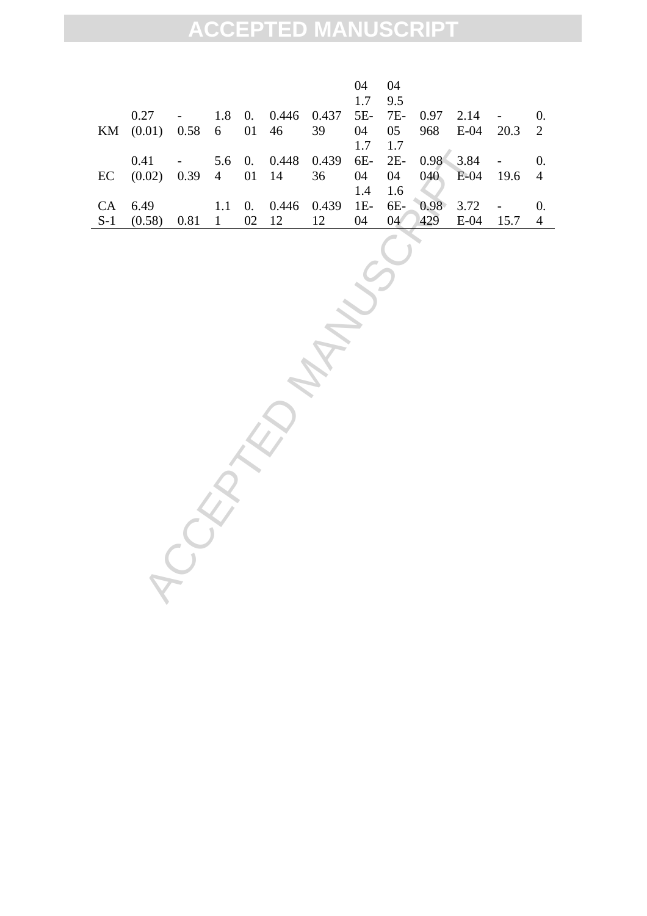|  |  |  |  |  |  |  |  |  |  |  |  |  |
|---|---|---|---|---|---|---|---|---|---|---|---|---|
|  |  |  |  |  |  |  | 04 | 04 |  |  |  |  |
| KM | 0.27 (0.01) | -0.58 | 1.86 | 0.01 | 0.44646 | 0.43739 | 1.75E-04 | 9.57E-05 | 0.97968 | 2.14E-04 | -20.3 | 0.2 |
| EC | 0.41 (0.02) | -0.39 | 5.64 | 0.01 | 0.44814 | 0.43936 | 1.76E-04 | 1.72E-04 | 0.98040 | 3.84E-04 | -19.6 | 0.4 |
| CAS-1 | 6.49 (0.58) | 0.81 | 1.11 | 0.02 | 0.44612 | 0.43912 | 1.41E-04 | 1.66E-04 | 0.98429 | 3.72E-04 | -15.7 | 0.4 |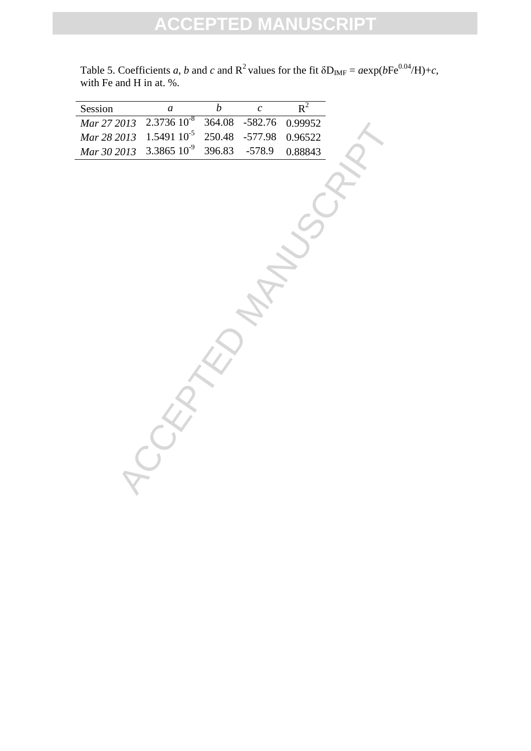Table 5. Coefficients *a*, *b* and *c* and $R^2$ values for the fit $\delta D_{IMF} = a\exp(bFe^{0.04}/H)+c$, with Fe and H in at. %.

| Session | $a$ | $b$ | $c$ | $R^2$ |
|---|---|---|---|---|
| *Mar 27 2013* | $2.3736\ 10^{-8}$ | 364.08 | -582.76 | 0.99952 |
| *Mar 28 2013* | $1.5491\ 10^{-5}$ | 250.48 | -577.98 | 0.96522 |
| *Mar 30 2013* | $3.3865\ 10^{-9}$ | 396.83 | -578.9 | 0.88843 |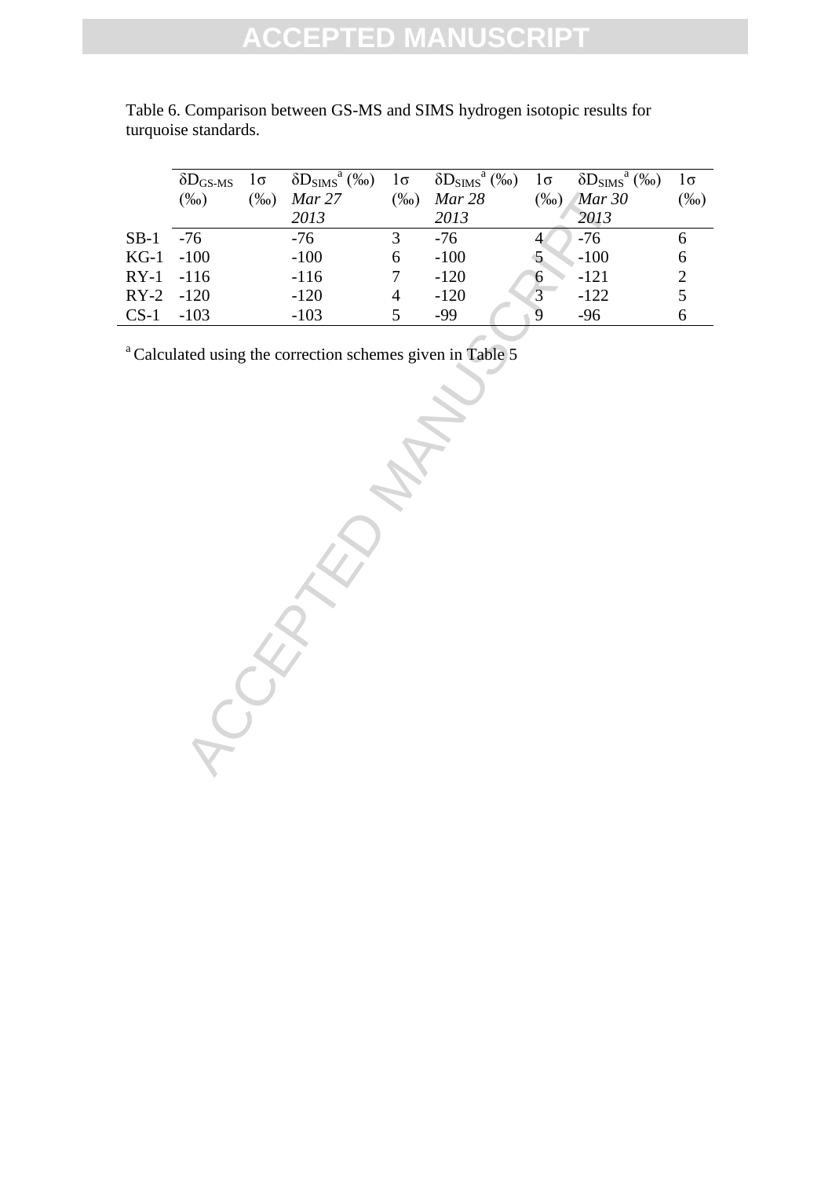Table 6. Comparison between GS-MS and SIMS hydrogen isotopic results for turquoise standards.

| | $\delta D_{GS\text{-}MS}$ (‰) | 1σ (‰) | $\delta D_{SIMS}$[a] (‰) *Mar 27 2013* | 1σ (‰) | $\delta D_{SIMS}$[a] (‰) *Mar 28 2013* | 1σ (‰) | $\delta D_{SIMS}$[a] (‰) *Mar 30 2013* | 1σ (‰) |
|---|---|---|---|---|---|---|---|---|
| SB-1 | -76 | | -76 | 3 | -76 | 4 | -76 | 6 |
| KG-1 | -100 | | -100 | 6 | -100 | 5 | -100 | 6 |
| RY-1 | -116 | | -116 | 7 | -120 | 6 | -121 | 2 |
| RY-2 | -120 | | -120 | 4 | -120 | 3 | -122 | 5 |
| CS-1 | -103 | | -103 | 5 | -99 | 9 | -96 | 6 |

[a] Calculated using the correction schemes given in Table 5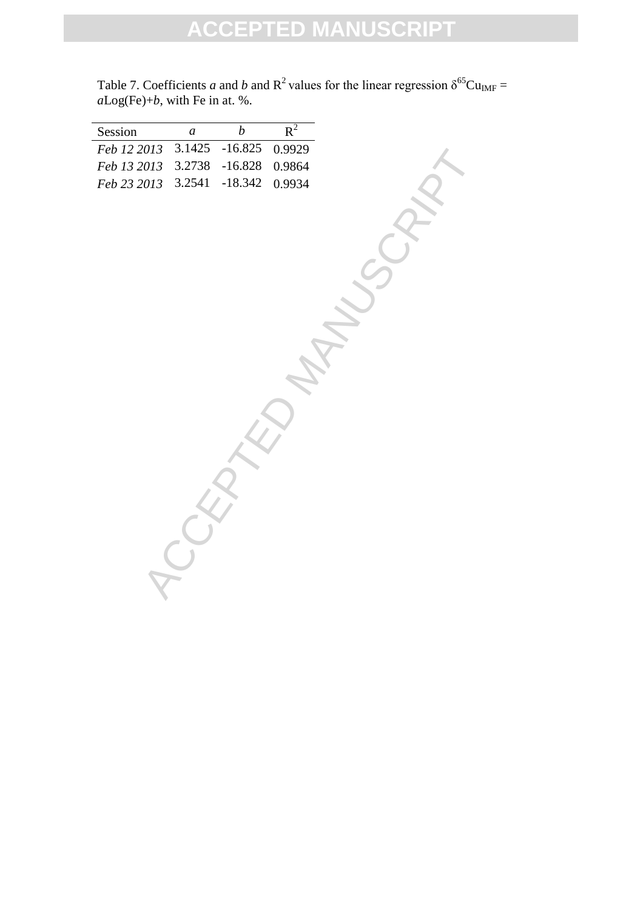Table 7. Coefficients *a* and *b* and $R^2$ values for the linear regression $\delta^{65}Cu_{IMF} = a\text{Log(Fe)}+b$, with Fe in at. %.

| Session | *a* | *b* | $R^2$ |
|---|---|---|---|
| *Feb 12 2013* | 3.1425 | -16.825 | 0.9929 |
| *Feb 13 2013* | 3.2738 | -16.828 | 0.9864 |
| *Feb 23 2013* | 3.2541 | -18.342 | 0.9934 |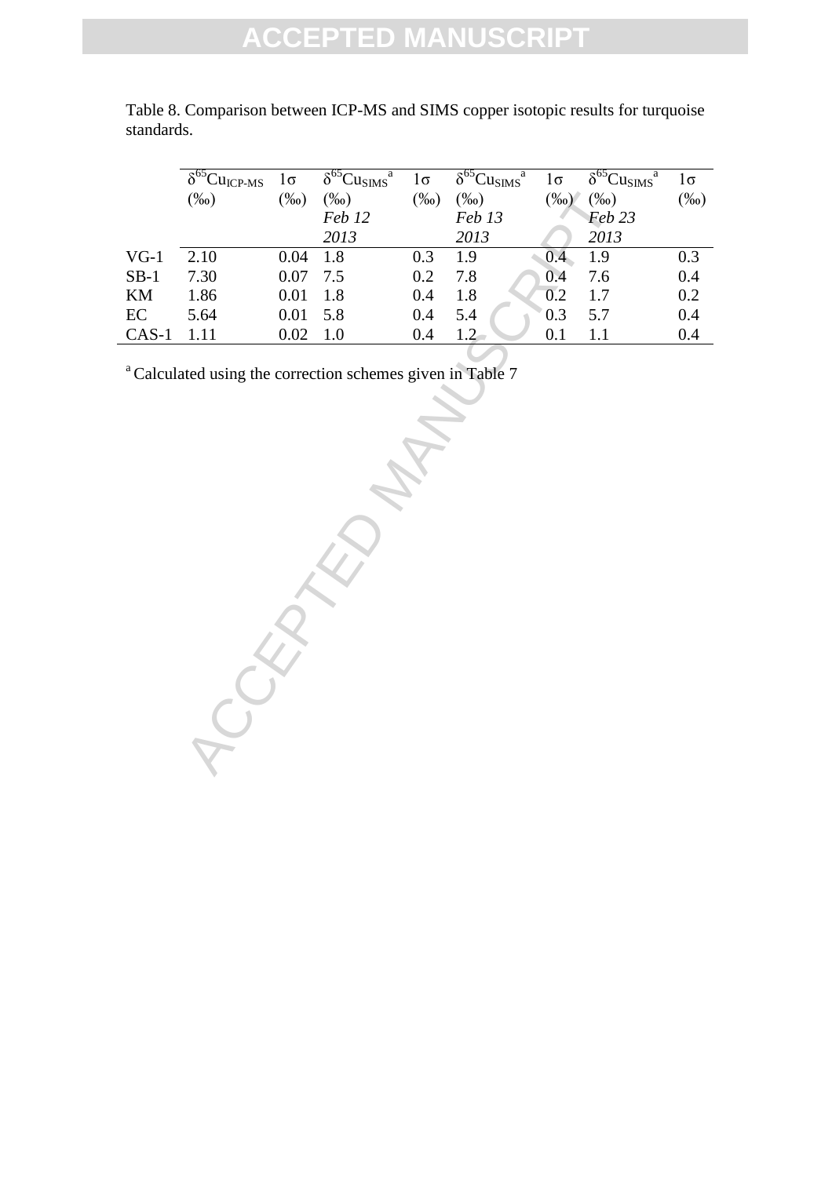Table 8. Comparison between ICP-MS and SIMS copper isotopic results for turquoise standards.

| | $\delta^{65}Cu_{ICP\text{-}MS}$ (‰) | 1σ (‰) | $\delta^{65}Cu_{SIMS}$[a] (‰) *Feb 12 2013* | 1σ (‰) | $\delta^{65}Cu_{SIMS}$[a] (‰) *Feb 13 2013* | 1σ (‰) | $\delta^{65}Cu_{SIMS}$[a] (‰) *Feb 23 2013* | 1σ (‰) |
|---|---|---|---|---|---|---|---|---|
| VG-1 | 2.10 | 0.04 | 1.8 | 0.3 | 1.9 | 0.4 | 1.9 | 0.3 |
| SB-1 | 7.30 | 0.07 | 7.5 | 0.2 | 7.8 | 0.4 | 7.6 | 0.4 |
| KM | 1.86 | 0.01 | 1.8 | 0.4 | 1.8 | 0.2 | 1.7 | 0.2 |
| EC | 5.64 | 0.01 | 5.8 | 0.4 | 5.4 | 0.3 | 5.7 | 0.4 |
| CAS-1 | 1.11 | 0.02 | 1.0 | 0.4 | 1.2 | 0.1 | 1.1 | 0.4 |

[a] Calculated using the correction schemes given in Table 7